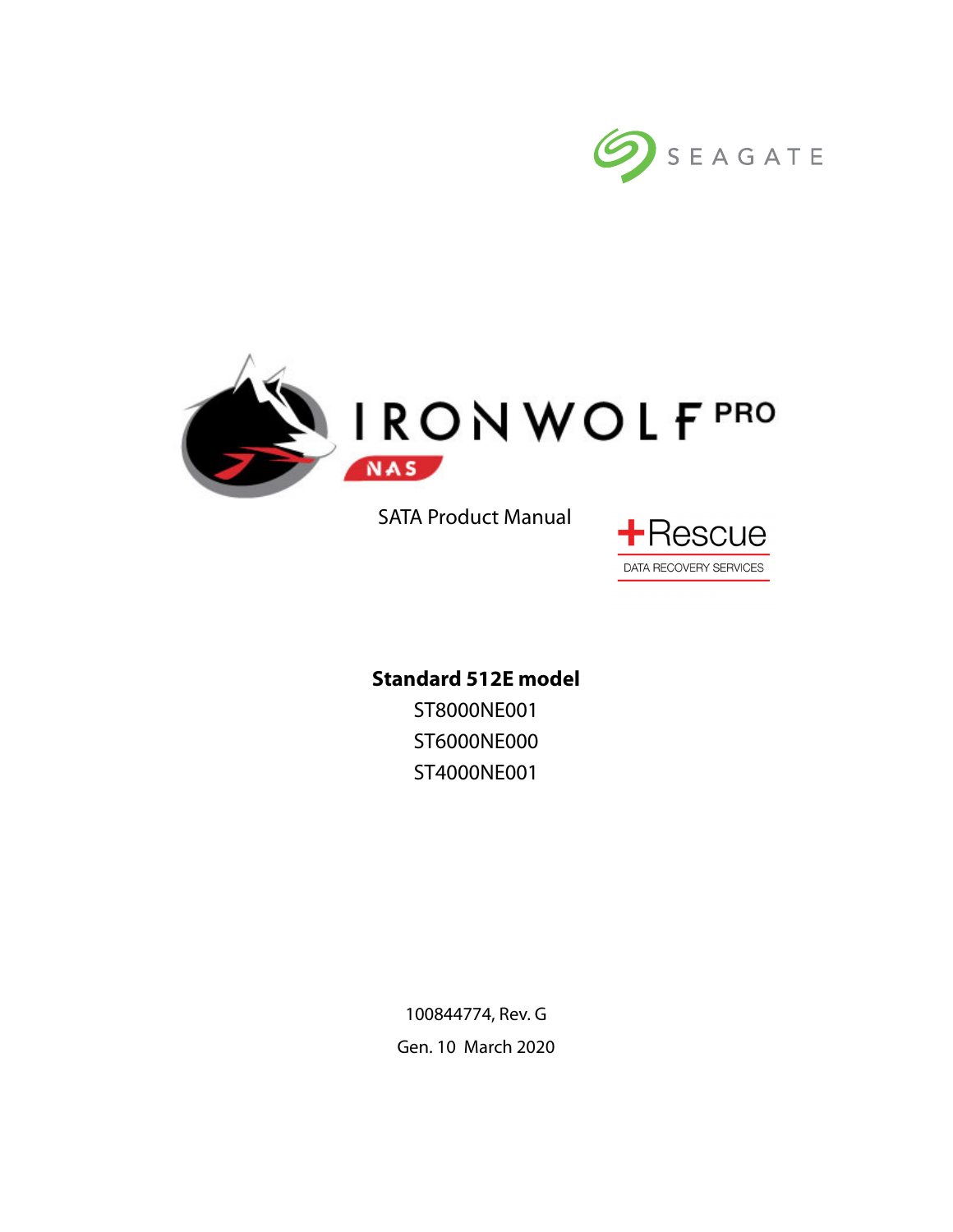SEAGATE

# IRONWOLF PRO

NAS

SATA Product Manual

Rescue

DATA RECOVERY SERVICES

**Standard 512E model**

ST8000NE001

ST6000NE000

ST4000NE001

100844774, Rev. G

Gen. 10 March 2020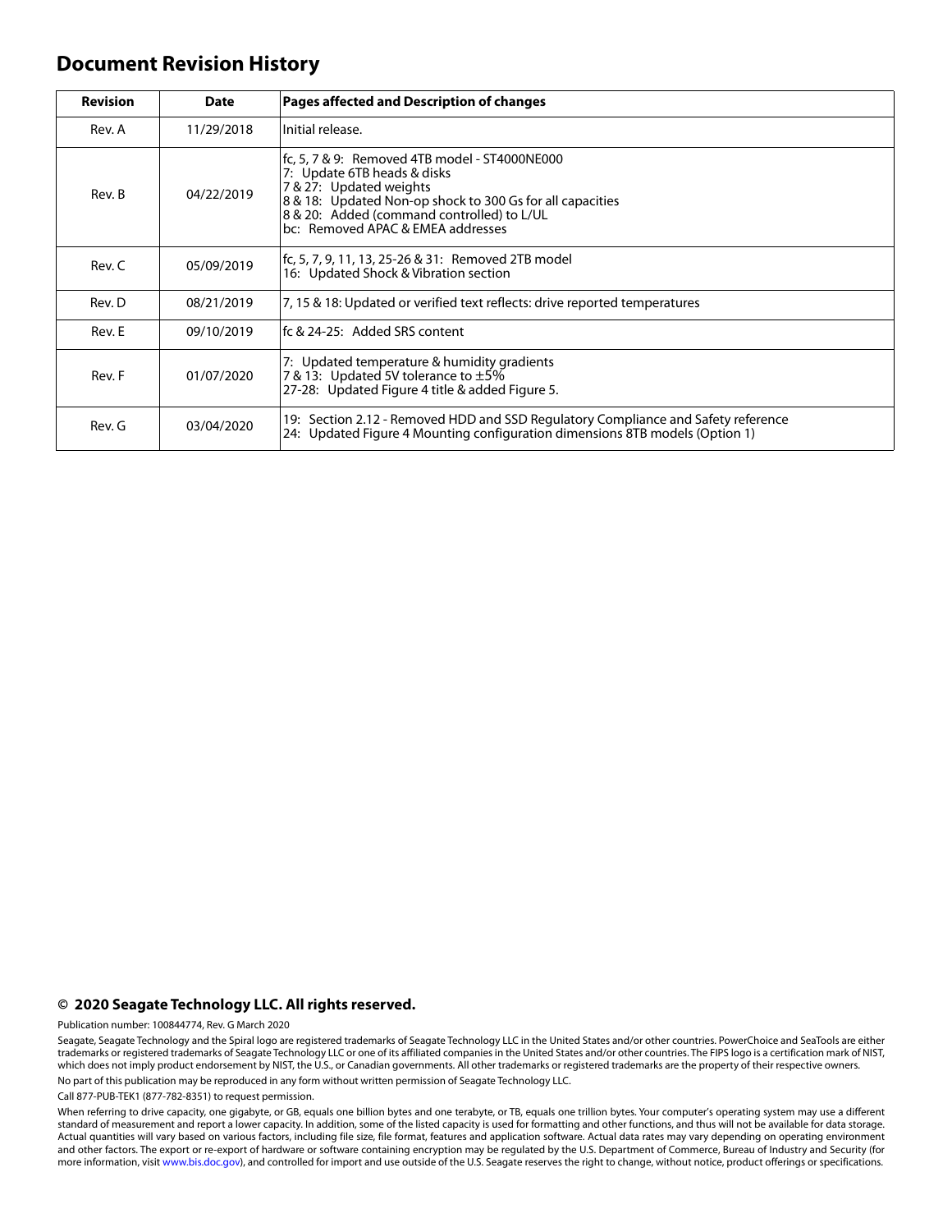# Document Revision History

| Revision | Date | Pages affected and Description of changes |
|---|---|---|
| Rev. A | 11/29/2018 | Initial release. |
| Rev. B | 04/22/2019 | fc, 5, 7 & 9: Removed 4TB model - ST4000NE000<br>7: Update 6TB heads & disks<br>7 & 27: Updated weights<br>8 & 18: Updated Non-op shock to 300 Gs for all capacities<br>8 & 20: Added (command controlled) to L/UL<br>bc: Removed APAC & EMEA addresses |
| Rev. C | 05/09/2019 | fc, 5, 7, 9, 11, 13, 25-26 & 31: Removed 2TB model<br>16: Updated Shock & Vibration section |
| Rev. D | 08/21/2019 | 7, 15 & 18: Updated or verified text reflects: drive reported temperatures |
| Rev. E | 09/10/2019 | fc & 24-25: Added SRS content |
| Rev. F | 01/07/2020 | 7: Updated temperature & humidity gradients<br>7 & 13: Updated 5V tolerance to ±5%<br>27-28: Updated Figure 4 title & added Figure 5. |
| Rev. G | 03/04/2020 | 19: Section 2.12 - Removed HDD and SSD Regulatory Compliance and Safety reference<br>24: Updated Figure 4 Mounting configuration dimensions 8TB models (Option 1) |

**© 2020 Seagate Technology LLC. All rights reserved.**

Publication number: 100844774, Rev. G March 2020

Seagate, Seagate Technology and the Spiral logo are registered trademarks of Seagate Technology LLC in the United States and/or other countries. PowerChoice and SeaTools are either trademarks or registered trademarks of Seagate Technology LLC or one of its affiliated companies in the United States and/or other countries. The FIPS logo is a certification mark of NIST, which does not imply product endorsement by NIST, the U.S., or Canadian governments. All other trademarks or registered trademarks are the property of their respective owners.

No part of this publication may be reproduced in any form without written permission of Seagate Technology LLC.

Call 877-PUB-TEK1 (877-782-8351) to request permission.

When referring to drive capacity, one gigabyte, or GB, equals one billion bytes and one terabyte, or TB, equals one trillion bytes. Your computer's operating system may use a different standard of measurement and report a lower capacity. In addition, some of the listed capacity is used for formatting and other functions, and thus will not be available for data storage. Actual quantities will vary based on various factors, including file size, file format, features and application software. Actual data rates may vary depending on operating environment and other factors. The export or re-export of hardware or software containing encryption may be regulated by the U.S. Department of Commerce, Bureau of Industry and Security (for more information, visit www.bis.doc.gov), and controlled for import and use outside of the U.S. Seagate reserves the right to change, without notice, product offerings or specifications.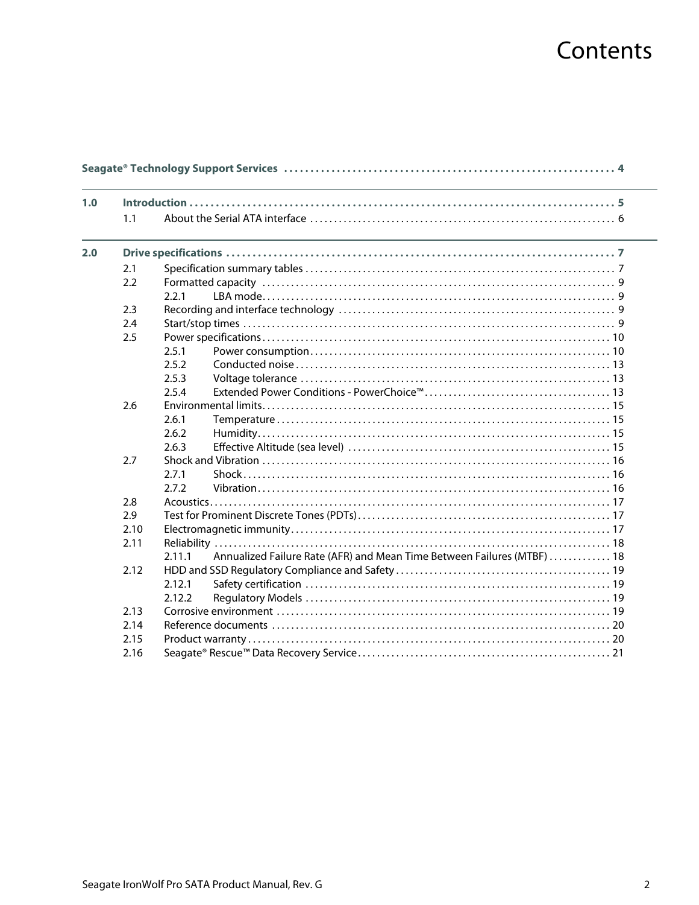# Contents

| | | | |
|---|---|---|---|
| **Seagate® Technology Support Services** | | | **4** |
| **1.0** | **Introduction** | | **5** |
| | 1.1 | About the Serial ATA interface | 6 |
| **2.0** | **Drive specifications** | | **7** |
| | 2.1 | Specification summary tables | 7 |
| | 2.2 | Formatted capacity | 9 |
| | | 2.2.1 LBA mode | 9 |
| | 2.3 | Recording and interface technology | 9 |
| | 2.4 | Start/stop times | 9 |
| | 2.5 | Power specifications | 10 |
| | | 2.5.1 Power consumption | 10 |
| | | 2.5.2 Conducted noise | 13 |
| | | 2.5.3 Voltage tolerance | 13 |
| | | 2.5.4 Extended Power Conditions - PowerChoice™ | 13 |
| | 2.6 | Environmental limits | 15 |
| | | 2.6.1 Temperature | 15 |
| | | 2.6.2 Humidity | 15 |
| | | 2.6.3 Effective Altitude (sea level) | 15 |
| | 2.7 | Shock and Vibration | 16 |
| | | 2.7.1 Shock | 16 |
| | | 2.7.2 Vibration | 16 |
| | 2.8 | Acoustics | 17 |
| | 2.9 | Test for Prominent Discrete Tones (PDTs) | 17 |
| | 2.10 | Electromagnetic immunity | 17 |
| | 2.11 | Reliability | 18 |
| | | 2.11.1 Annualized Failure Rate (AFR) and Mean Time Between Failures (MTBF) | 18 |
| | 2.12 | HDD and SSD Regulatory Compliance and Safety | 19 |
| | | 2.12.1 Safety certification | 19 |
| | | 2.12.2 Regulatory Models | 19 |
| | 2.13 | Corrosive environment | 19 |
| | 2.14 | Reference documents | 20 |
| | 2.15 | Product warranty | 20 |
| | 2.16 | Seagate® Rescue™ Data Recovery Service | 21 |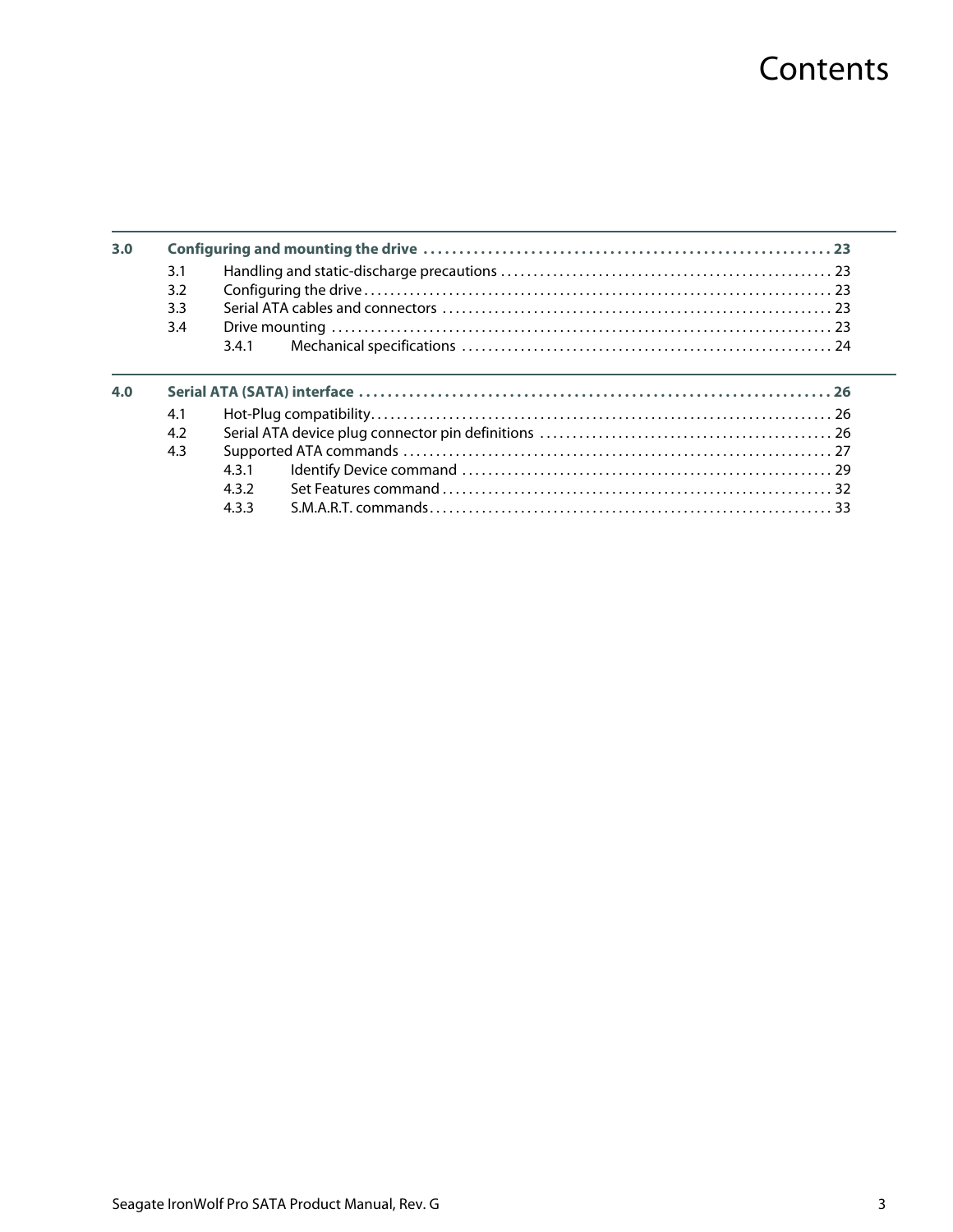# Contents

| | | |
|---|---|---|
| **3.0** | **Configuring and mounting the drive** | **23** |
| 3.1 | Handling and static-discharge precautions | 23 |
| 3.2 | Configuring the drive | 23 |
| 3.3 | Serial ATA cables and connectors | 23 |
| 3.4 | Drive mounting | 23 |
| 3.4.1 | Mechanical specifications | 24 |
| **4.0** | **Serial ATA (SATA) interface** | **26** |
| 4.1 | Hot-Plug compatibility | 26 |
| 4.2 | Serial ATA device plug connector pin definitions | 26 |
| 4.3 | Supported ATA commands | 27 |
| 4.3.1 | Identify Device command | 29 |
| 4.3.2 | Set Features command | 32 |
| 4.3.3 | S.M.A.R.T. commands | 33 |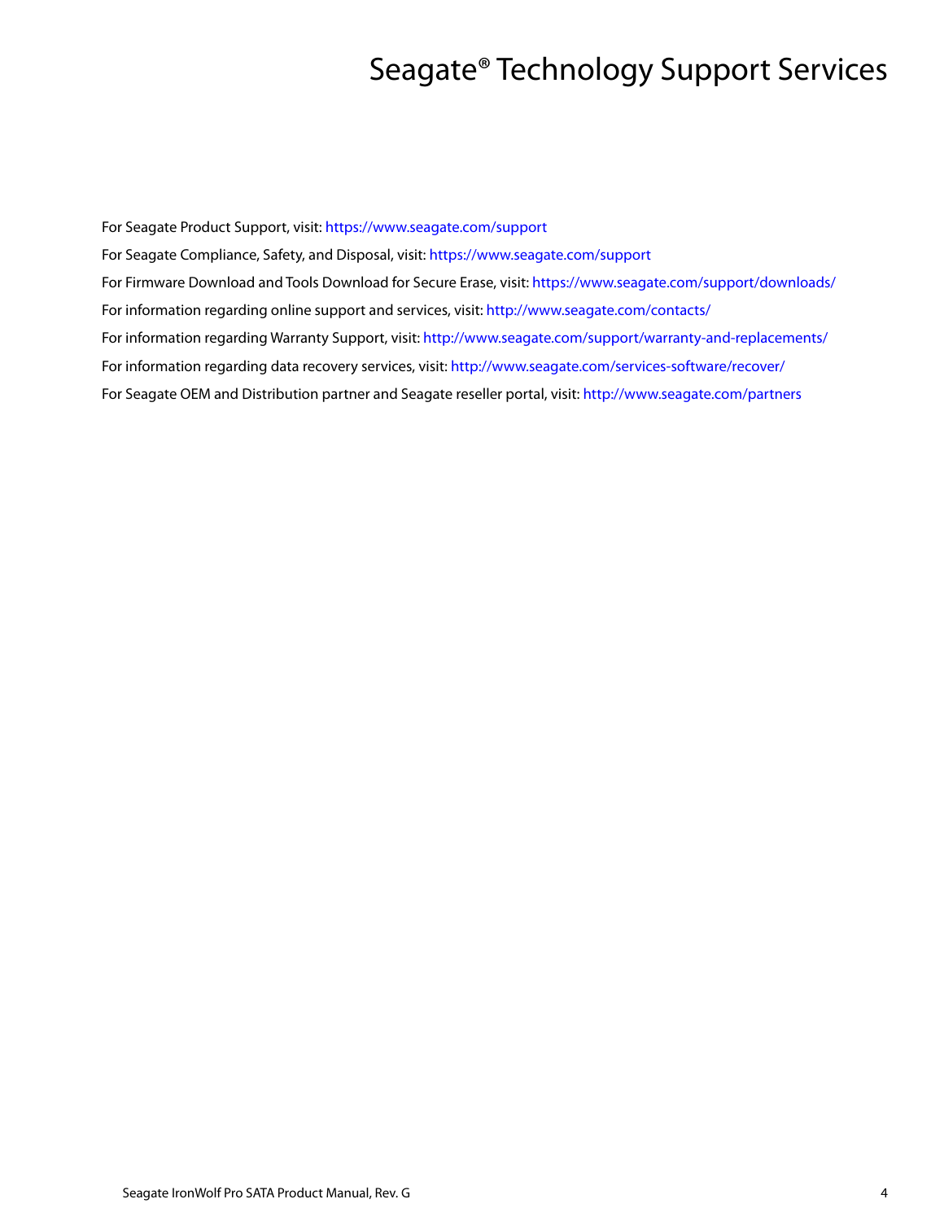# Seagate® Technology Support Services

For Seagate Product Support, visit: https://www.seagate.com/support

For Seagate Compliance, Safety, and Disposal, visit: https://www.seagate.com/support

For Firmware Download and Tools Download for Secure Erase, visit: https://www.seagate.com/support/downloads/

For information regarding online support and services, visit: http://www.seagate.com/contacts/

For information regarding Warranty Support, visit: http://www.seagate.com/support/warranty-and-replacements/

For information regarding data recovery services, visit: http://www.seagate.com/services-software/recover/

For Seagate OEM and Distribution partner and Seagate reseller portal, visit: http://www.seagate.com/partners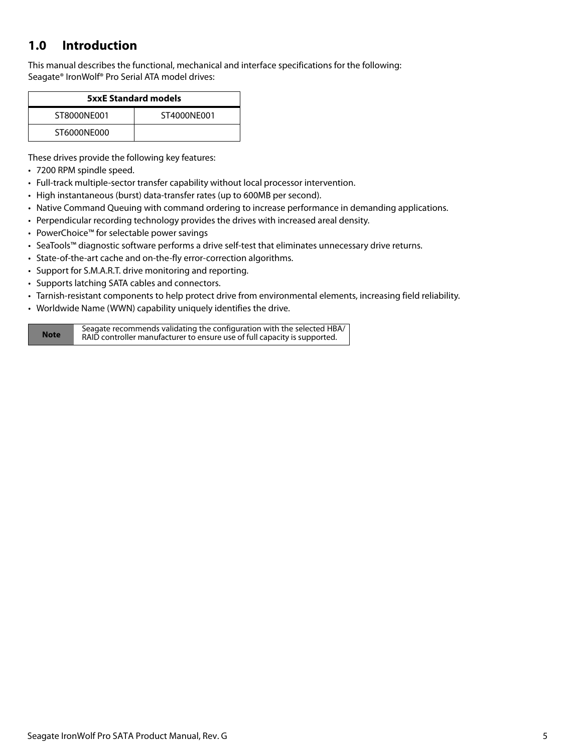# 1.0 Introduction

This manual describes the functional, mechanical and interface specifications for the following:
Seagate® IronWolf® Pro Serial ATA model drives:

| 5xxE Standard models | |
|---|---|
| ST8000NE001 | ST4000NE001 |
| ST6000NE000 | |

These drives provide the following key features:

- 7200 RPM spindle speed.
- Full-track multiple-sector transfer capability without local processor intervention.
- High instantaneous (burst) data-transfer rates (up to 600MB per second).
- Native Command Queuing with command ordering to increase performance in demanding applications.
- Perpendicular recording technology provides the drives with increased areal density.
- PowerChoice™ for selectable power savings
- SeaTools™ diagnostic software performs a drive self-test that eliminates unnecessary drive returns.
- State-of-the-art cache and on-the-fly error-correction algorithms.
- Support for S.M.A.R.T. drive monitoring and reporting.
- Supports latching SATA cables and connectors.
- Tarnish-resistant components to help protect drive from environmental elements, increasing field reliability.
- Worldwide Name (WWN) capability uniquely identifies the drive.

| Note | Seagate recommends validating the configuration with the selected HBA/ RAID controller manufacturer to ensure use of full capacity is supported. |
|---|---|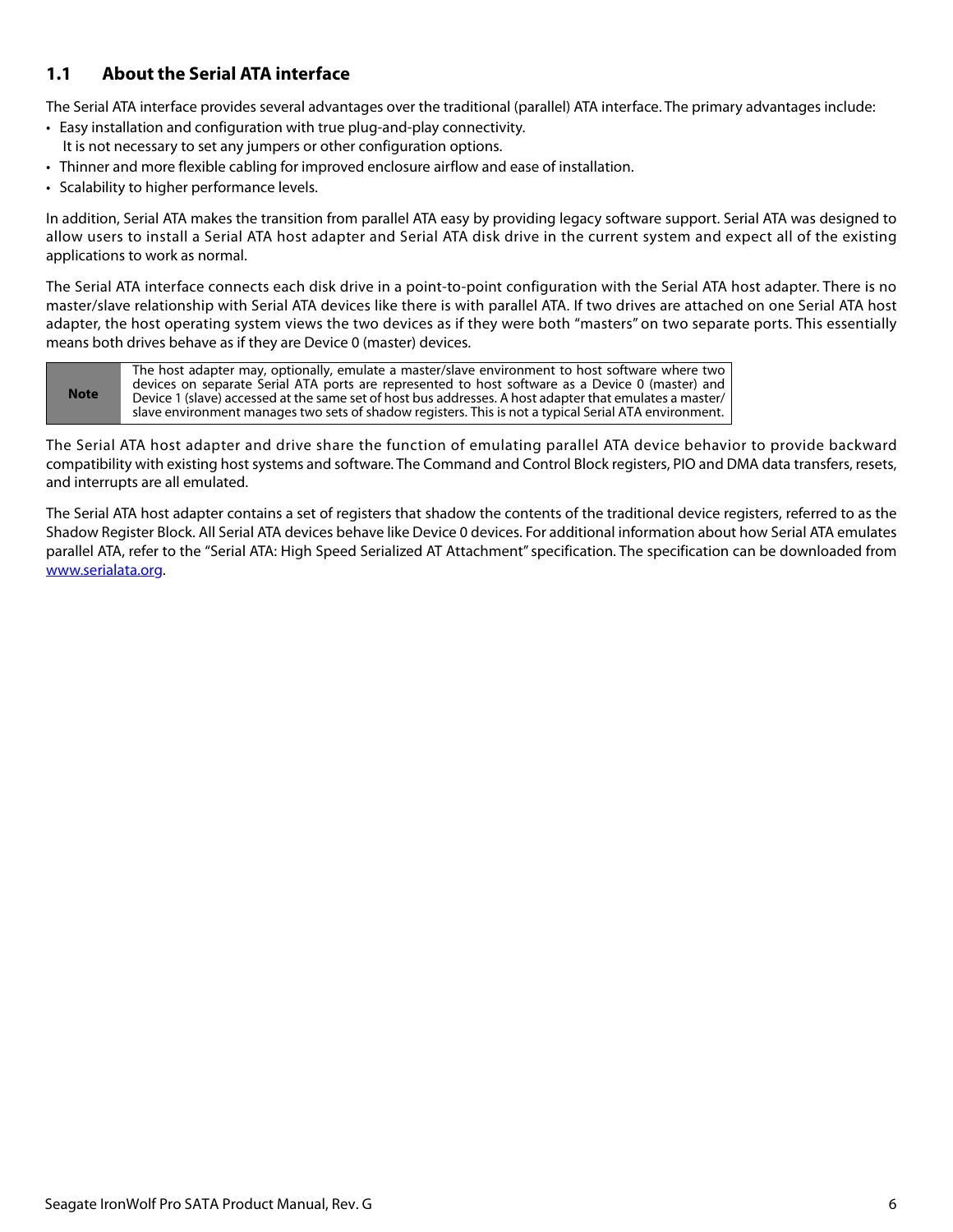## 1.1 About the Serial ATA interface

The Serial ATA interface provides several advantages over the traditional (parallel) ATA interface. The primary advantages include:

- Easy installation and configuration with true plug-and-play connectivity.
  It is not necessary to set any jumpers or other configuration options.
- Thinner and more flexible cabling for improved enclosure airflow and ease of installation.
- Scalability to higher performance levels.

In addition, Serial ATA makes the transition from parallel ATA easy by providing legacy software support. Serial ATA was designed to allow users to install a Serial ATA host adapter and Serial ATA disk drive in the current system and expect all of the existing applications to work as normal.

The Serial ATA interface connects each disk drive in a point-to-point configuration with the Serial ATA host adapter. There is no master/slave relationship with Serial ATA devices like there is with parallel ATA. If two drives are attached on one Serial ATA host adapter, the host operating system views the two devices as if they were both "masters" on two separate ports. This essentially means both drives behave as if they are Device 0 (master) devices.

| **Note** | The host adapter may, optionally, emulate a master/slave environment to host software where two devices on separate Serial ATA ports are represented to host software as a Device 0 (master) and Device 1 (slave) accessed at the same set of host bus addresses. A host adapter that emulates a master/slave environment manages two sets of shadow registers. This is not a typical Serial ATA environment. |
|---|---|

The Serial ATA host adapter and drive share the function of emulating parallel ATA device behavior to provide backward compatibility with existing host systems and software. The Command and Control Block registers, PIO and DMA data transfers, resets, and interrupts are all emulated.

The Serial ATA host adapter contains a set of registers that shadow the contents of the traditional device registers, referred to as the Shadow Register Block. All Serial ATA devices behave like Device 0 devices. For additional information about how Serial ATA emulates parallel ATA, refer to the "Serial ATA: High Speed Serialized AT Attachment" specification. The specification can be downloaded from www.serialata.org.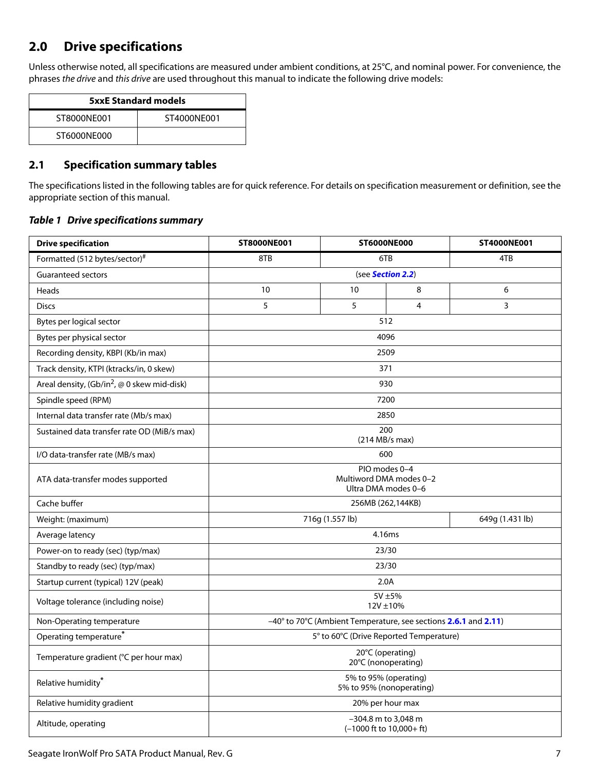## 2.0 Drive specifications

Unless otherwise noted, all specifications are measured under ambient conditions, at 25°C, and nominal power. For convenience, the phrases *the drive* and *this drive* are used throughout this manual to indicate the following drive models:

| 5xxE Standard models | |
|---|---|
| ST8000NE001 | ST4000NE001 |
| ST6000NE000 | |

## 2.1 Specification summary tables

The specifications listed in the following tables are for quick reference. For details on specification measurement or definition, see the appropriate section of this manual.

***Table 1 Drive specifications summary***

| Drive specification | ST8000NE001 | ST6000NE000 | | ST4000NE001 |
|---|---|---|---|---|
| Formatted (512 bytes/sector)[#] | 8TB | 6TB | | 4TB |
| Guaranteed sectors | (see **Section 2.2**) | | | |
| Heads | 10 | 10 | 8 | 6 |
| Discs | 5 | 5 | 4 | 3 |
| Bytes per logical sector | 512 | | | |
| Bytes per physical sector | 4096 | | | |
| Recording density, KBPI (Kb/in max) | 2509 | | | |
| Track density, KTPI (ktracks/in, 0 skew) | 371 | | | |
| Areal density, (Gb/in$^2$, @ 0 skew mid-disk) | 930 | | | |
| Spindle speed (RPM) | 7200 | | | |
| Internal data transfer rate (Mb/s max) | 2850 | | | |
| Sustained data transfer rate OD (MiB/s max) | 200<br>(214 MB/s max) | | | |
| I/O data-transfer rate (MB/s max) | 600 | | | |
| ATA data-transfer modes supported | PIO modes 0–4<br>Multiword DMA modes 0–2<br>Ultra DMA modes 0–6 | | | |
| Cache buffer | 256MB (262,144KB) | | | |
| Weight: (maximum) | 716g (1.557 lb) | | | 649g (1.431 lb) |
| Average latency | 4.16ms | | | |
| Power-on to ready (sec) (typ/max) | 23/30 | | | |
| Standby to ready (sec) (typ/max) | 23/30 | | | |
| Startup current (typical) 12V (peak) | 2.0A | | | |
| Voltage tolerance (including noise) | 5V ±5%<br>12V ±10% | | | |
| Non-Operating temperature | –40° to 70°C (Ambient Temperature, see sections **2.6.1** and **2.11**) | | | |
| Operating temperature[*] | 5° to 60°C (Drive Reported Temperature) | | | |
| Temperature gradient (°C per hour max) | 20°C (operating)<br>20°C (nonoperating) | | | |
| Relative humidity[*] | 5% to 95% (operating)<br>5% to 95% (nonoperating) | | | |
| Relative humidity gradient | 20% per hour max | | | |
| Altitude, operating | –304.8 m to 3,048 m<br>(–1000 ft to 10,000+ ft) | | | |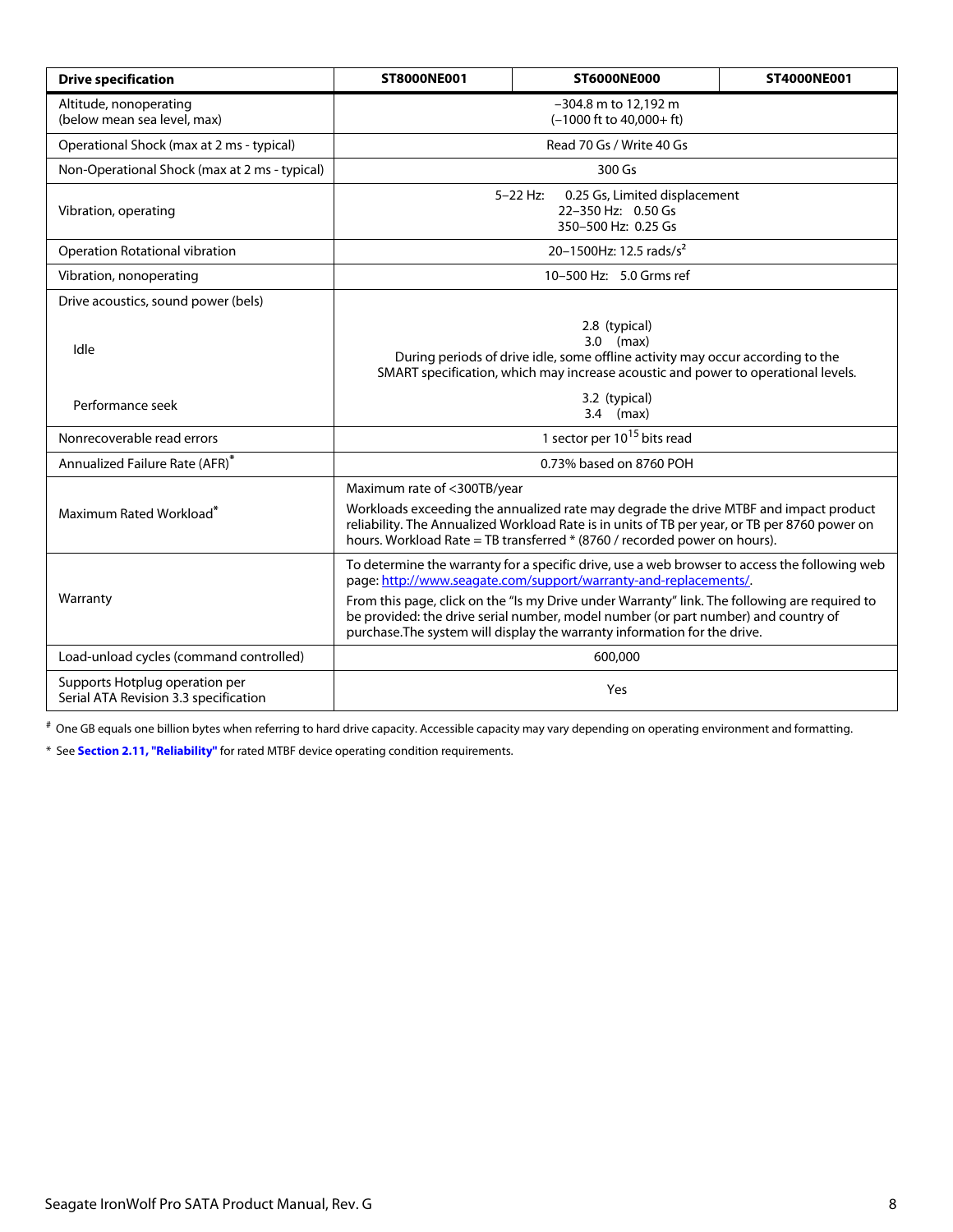| Drive specification | ST8000NE001 | ST6000NE000 | ST4000NE001 |
|---|---|---|---|
| Altitude, nonoperating (below mean sea level, max) | –304.8 m to 12,192 m (–1000 ft to 40,000+ ft) | | |
| Operational Shock (max at 2 ms - typical) | Read 70 Gs / Write 40 Gs | | |
| Non-Operational Shock (max at 2 ms - typical) | 300 Gs | | |
| Vibration, operating | 5–22 Hz: 0.25 Gs, Limited displacement<br>22–350 Hz: 0.50 Gs<br>350–500 Hz: 0.25 Gs | | |
| Operation Rotational vibration | 20–1500Hz: 12.5 rads/s² | | |
| Vibration, nonoperating | 10–500 Hz: 5.0 Grms ref | | |
| Drive acoustics, sound power (bels) | | | |
| Idle | 2.8 (typical)<br>3.0 (max)<br>During periods of drive idle, some offline activity may occur according to the SMART specification, which may increase acoustic and power to operational levels. | | |
| Performance seek | 3.2 (typical)<br>3.4 (max) | | |
| Nonrecoverable read errors | 1 sector per $10^{15}$ bits read | | |
| Annualized Failure Rate (AFR)* | 0.73% based on 8760 POH | | |
| Maximum Rated Workload* | Maximum rate of <300TB/year<br>Workloads exceeding the annualized rate may degrade the drive MTBF and impact product reliability. The Annualized Workload Rate is in units of TB per year, or TB per 8760 power on hours. Workload Rate = TB transferred * (8760 / recorded power on hours). | | |
| Warranty | To determine the warranty for a specific drive, use a web browser to access the following web page: http://www.seagate.com/support/warranty-and-replacements/.<br>From this page, click on the "Is my Drive under Warranty" link. The following are required to be provided: the drive serial number, model number (or part number) and country of purchase.The system will display the warranty information for the drive. | | |
| Load-unload cycles (command controlled) | 600,000 | | |
| Supports Hotplug operation per Serial ATA Revision 3.3 specification | Yes | | |

# One GB equals one billion bytes when referring to hard drive capacity. Accessible capacity may vary depending on operating environment and formatting.

* See **Section 2.11, "Reliability"** for rated MTBF device operating condition requirements.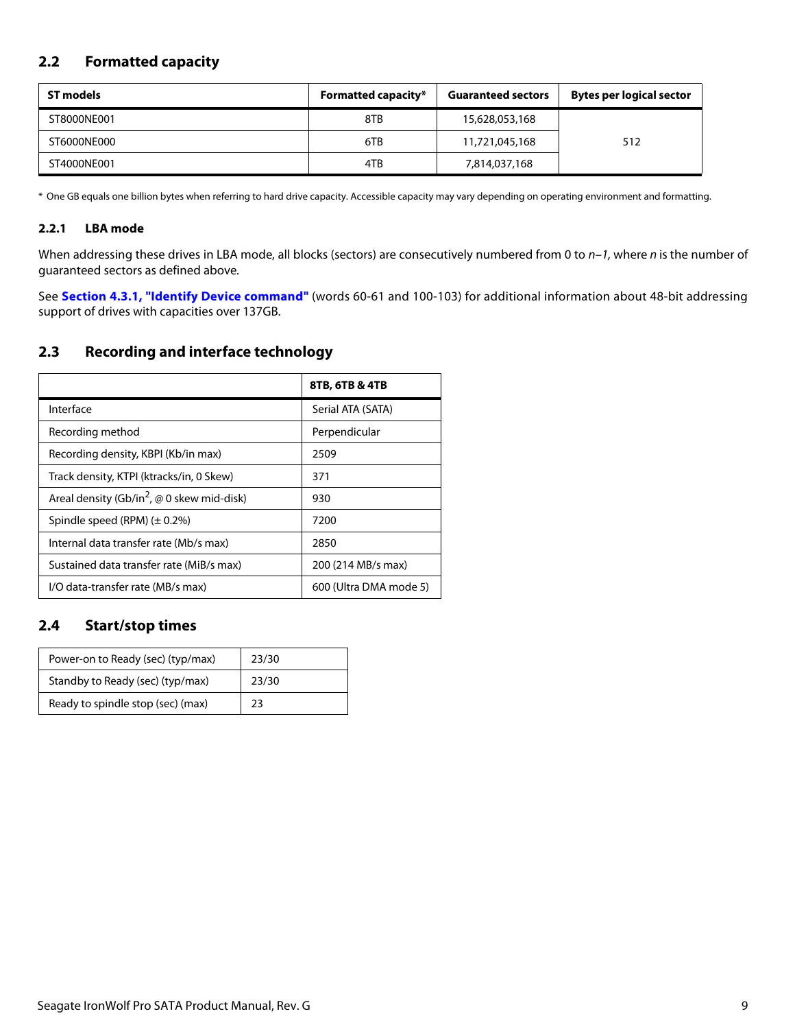## 2.2 Formatted capacity

| ST models | Formatted capacity* | Guaranteed sectors | Bytes per logical sector |
|---|---|---|---|
| ST8000NE001 | 8TB | 15,628,053,168 | 512 |
| ST6000NE000 | 6TB | 11,721,045,168 | |
| ST4000NE001 | 4TB | 7,814,037,168 | |

\* One GB equals one billion bytes when referring to hard drive capacity. Accessible capacity may vary depending on operating environment and formatting.

### 2.2.1 LBA mode

When addressing these drives in LBA mode, all blocks (sectors) are consecutively numbered from 0 to *n–1*, where *n* is the number of guaranteed sectors as defined above.

See **Section 4.3.1, "Identify Device command"** (words 60-61 and 100-103) for additional information about 48-bit addressing support of drives with capacities over 137GB.

## 2.3 Recording and interface technology

| | 8TB, 6TB & 4TB |
|---|---|
| Interface | Serial ATA (SATA) |
| Recording method | Perpendicular |
| Recording density, KBPI (Kb/in max) | 2509 |
| Track density, KTPI (ktracks/in, 0 Skew) | 371 |
| Areal density (Gb/in$^2$, @ 0 skew mid-disk) | 930 |
| Spindle speed (RPM) (± 0.2%) | 7200 |
| Internal data transfer rate (Mb/s max) | 2850 |
| Sustained data transfer rate (MiB/s max) | 200 (214 MB/s max) |
| I/O data-transfer rate (MB/s max) | 600 (Ultra DMA mode 5) |

## 2.4 Start/stop times

| | |
|---|---|
| Power-on to Ready (sec) (typ/max) | 23/30 |
| Standby to Ready (sec) (typ/max) | 23/30 |
| Ready to spindle stop (sec) (max) | 23 |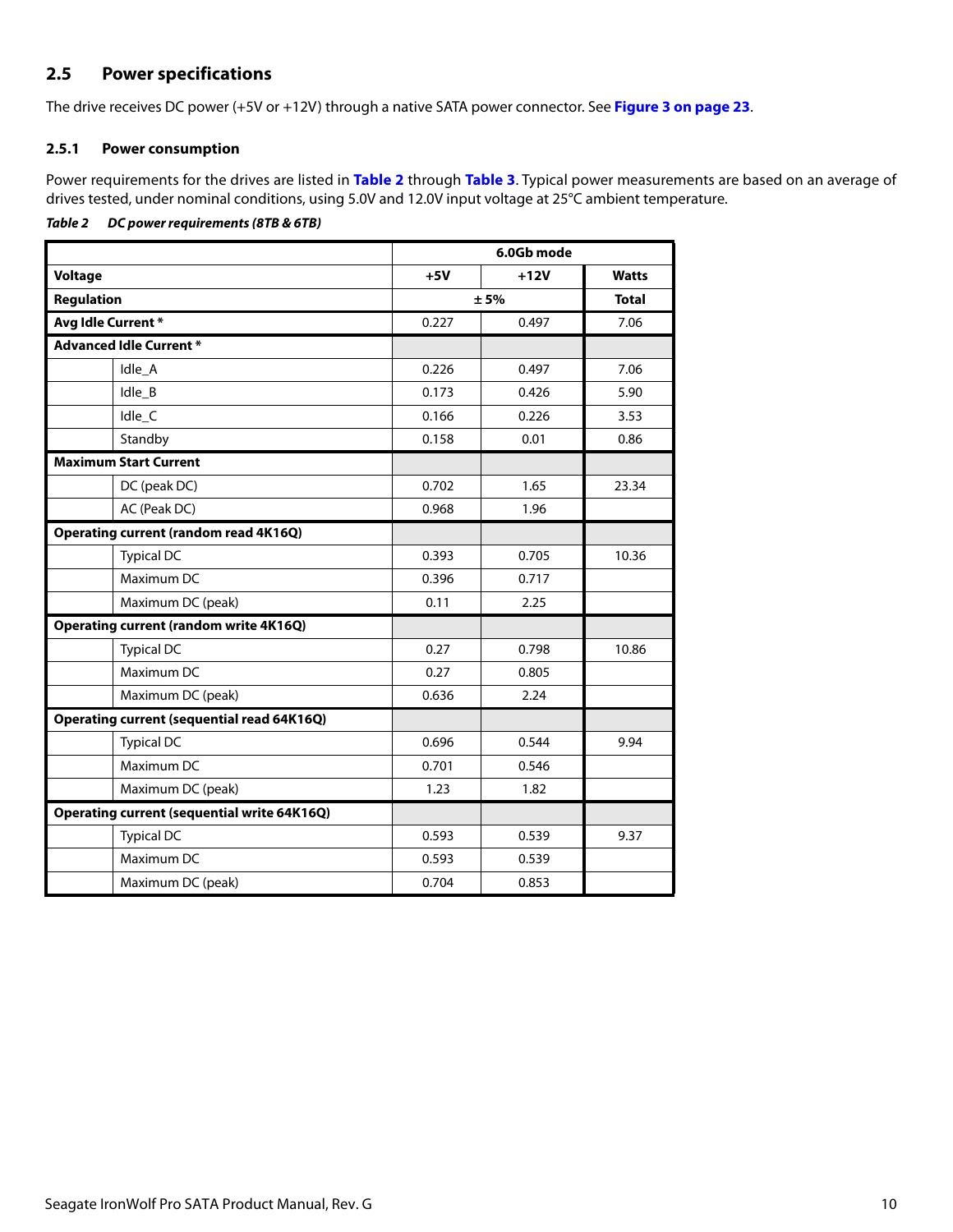## 2.5 Power specifications

The drive receives DC power (+5V or +12V) through a native SATA power connector. See **Figure 3 on page 23**.

### 2.5.1 Power consumption

Power requirements for the drives are listed in **Table 2** through **Table 3**. Typical power measurements are based on an average of drives tested, under nominal conditions, using 5.0V and 12.0V input voltage at 25°C ambient temperature.

***Table 2 DC power requirements (8TB & 6TB)***

| | | 6.0Gb mode | | |
|---|---|---|---|---|
| **Voltage** | | **+5V** | **+12V** | **Watts** |
| **Regulation** | | ± 5% | | **Total** |
| **Avg Idle Current *** | | 0.227 | 0.497 | 7.06 |
| **Advanced Idle Current *** | | | | |
| | Idle_A | 0.226 | 0.497 | 7.06 |
| | Idle_B | 0.173 | 0.426 | 5.90 |
| | Idle_C | 0.166 | 0.226 | 3.53 |
| | Standby | 0.158 | 0.01 | 0.86 |
| **Maximum Start Current** | | | | |
| | DC (peak DC) | 0.702 | 1.65 | 23.34 |
| | AC (Peak DC) | 0.968 | 1.96 | |
| **Operating current (random read 4K16Q)** | | | | |
| | Typical DC | 0.393 | 0.705 | 10.36 |
| | Maximum DC | 0.396 | 0.717 | |
| | Maximum DC (peak) | 0.11 | 2.25 | |
| **Operating current (random write 4K16Q)** | | | | |
| | Typical DC | 0.27 | 0.798 | 10.86 |
| | Maximum DC | 0.27 | 0.805 | |
| | Maximum DC (peak) | 0.636 | 2.24 | |
| **Operating current (sequential read 64K16Q)** | | | | |
| | Typical DC | 0.696 | 0.544 | 9.94 |
| | Maximum DC | 0.701 | 0.546 | |
| | Maximum DC (peak) | 1.23 | 1.82 | |
| **Operating current (sequential write 64K16Q)** | | | | |
| | Typical DC | 0.593 | 0.539 | 9.37 |
| | Maximum DC | 0.593 | 0.539 | |
| | Maximum DC (peak) | 0.704 | 0.853 | |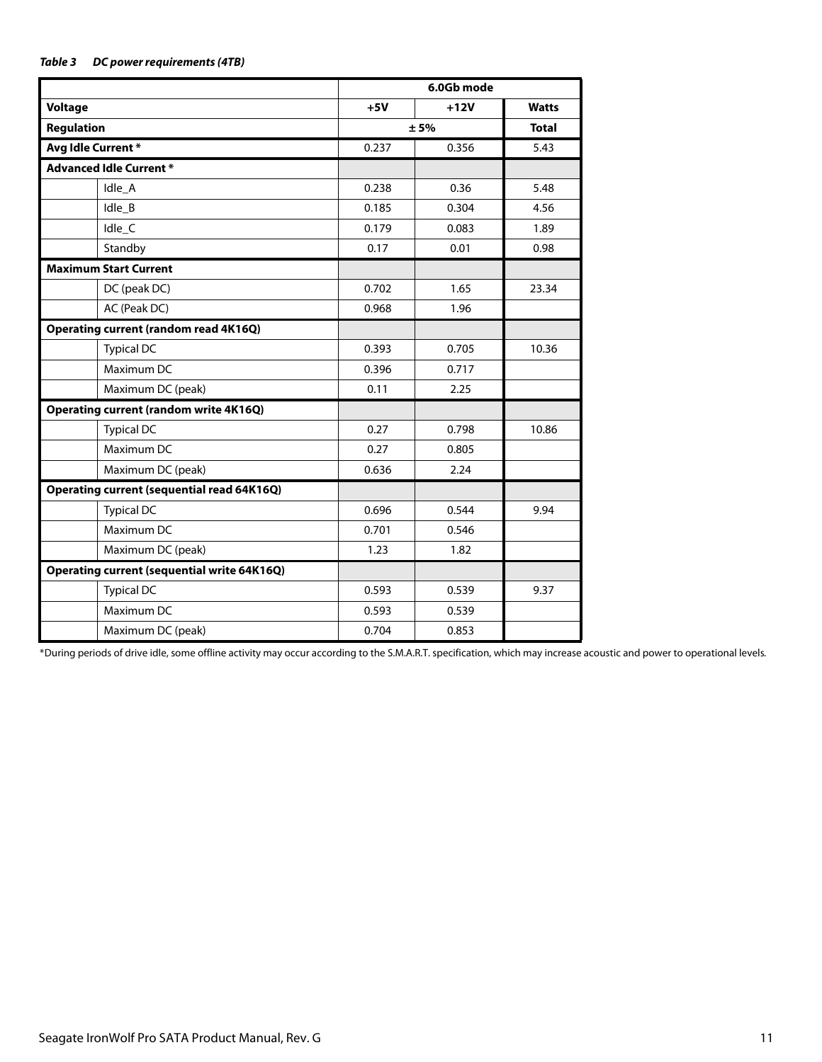***Table 3 DC power requirements (4TB)***

| | | 6.0Gb mode | | |
|---|---|---|---|---|
| **Voltage** | | **+5V** | **+12V** | **Watts** |
| **Regulation** | | **± 5%** | | **Total** |
| **Avg Idle Current *** | | 0.237 | 0.356 | 5.43 |
| **Advanced Idle Current *** | | | | |
| | Idle_A | 0.238 | 0.36 | 5.48 |
| | Idle_B | 0.185 | 0.304 | 4.56 |
| | Idle_C | 0.179 | 0.083 | 1.89 |
| | Standby | 0.17 | 0.01 | 0.98 |
| **Maximum Start Current** | | | | |
| | DC (peak DC) | 0.702 | 1.65 | 23.34 |
| | AC (Peak DC) | 0.968 | 1.96 | |
| **Operating current (random read 4K16Q)** | | | | |
| | Typical DC | 0.393 | 0.705 | 10.36 |
| | Maximum DC | 0.396 | 0.717 | |
| | Maximum DC (peak) | 0.11 | 2.25 | |
| **Operating current (random write 4K16Q)** | | | | |
| | Typical DC | 0.27 | 0.798 | 10.86 |
| | Maximum DC | 0.27 | 0.805 | |
| | Maximum DC (peak) | 0.636 | 2.24 | |
| **Operating current (sequential read 64K16Q)** | | | | |
| | Typical DC | 0.696 | 0.544 | 9.94 |
| | Maximum DC | 0.701 | 0.546 | |
| | Maximum DC (peak) | 1.23 | 1.82 | |
| **Operating current (sequential write 64K16Q)** | | | | |
| | Typical DC | 0.593 | 0.539 | 9.37 |
| | Maximum DC | 0.593 | 0.539 | |
| | Maximum DC (peak) | 0.704 | 0.853 | |

*During periods of drive idle, some offline activity may occur according to the S.M.A.R.T. specification, which may increase acoustic and power to operational levels.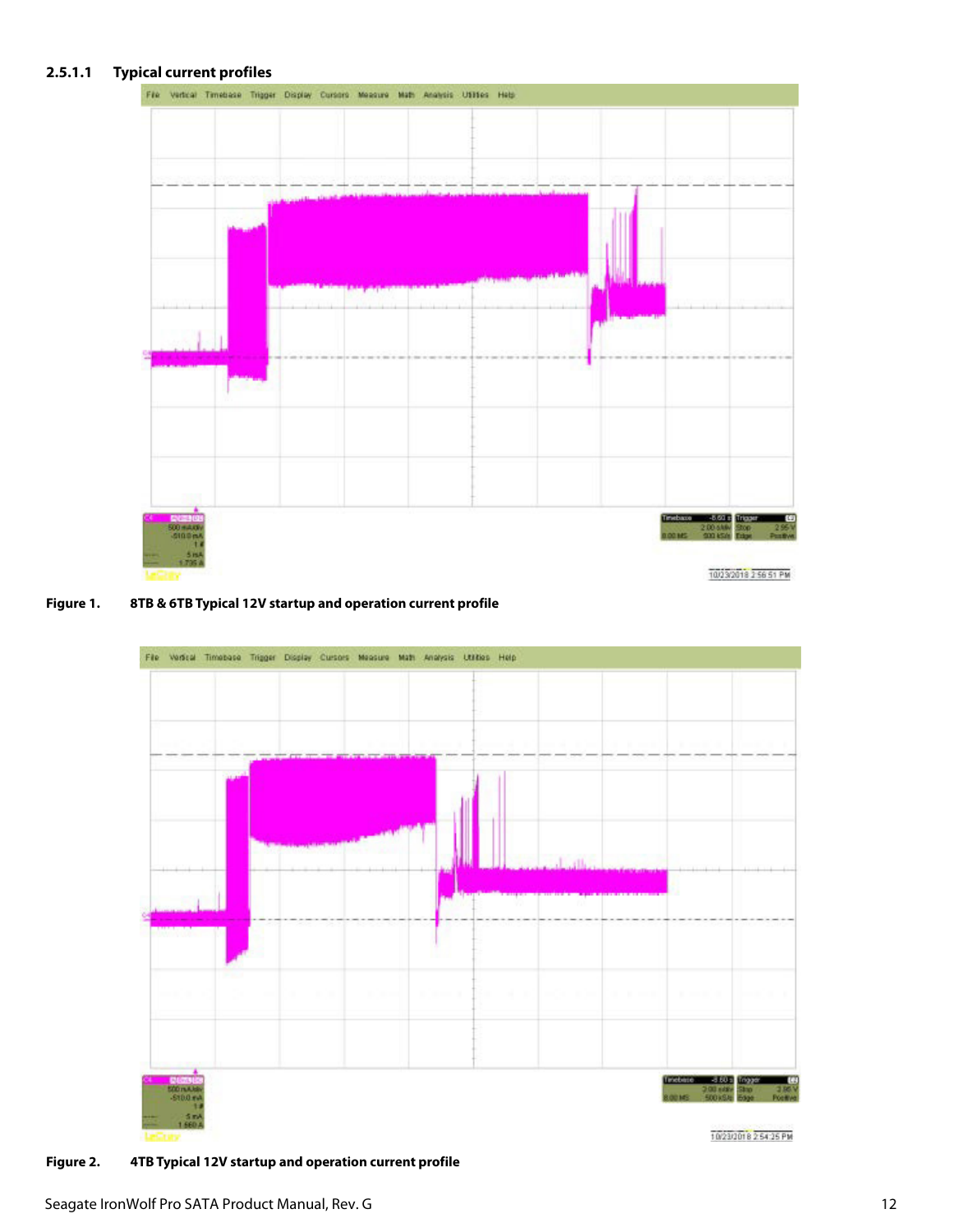#### 2.5.1.1 Typical current profiles

Figure 1. 8TB & 6TB Typical 12V startup and operation current profile

Figure 2. 4TB Typical 12V startup and operation current profile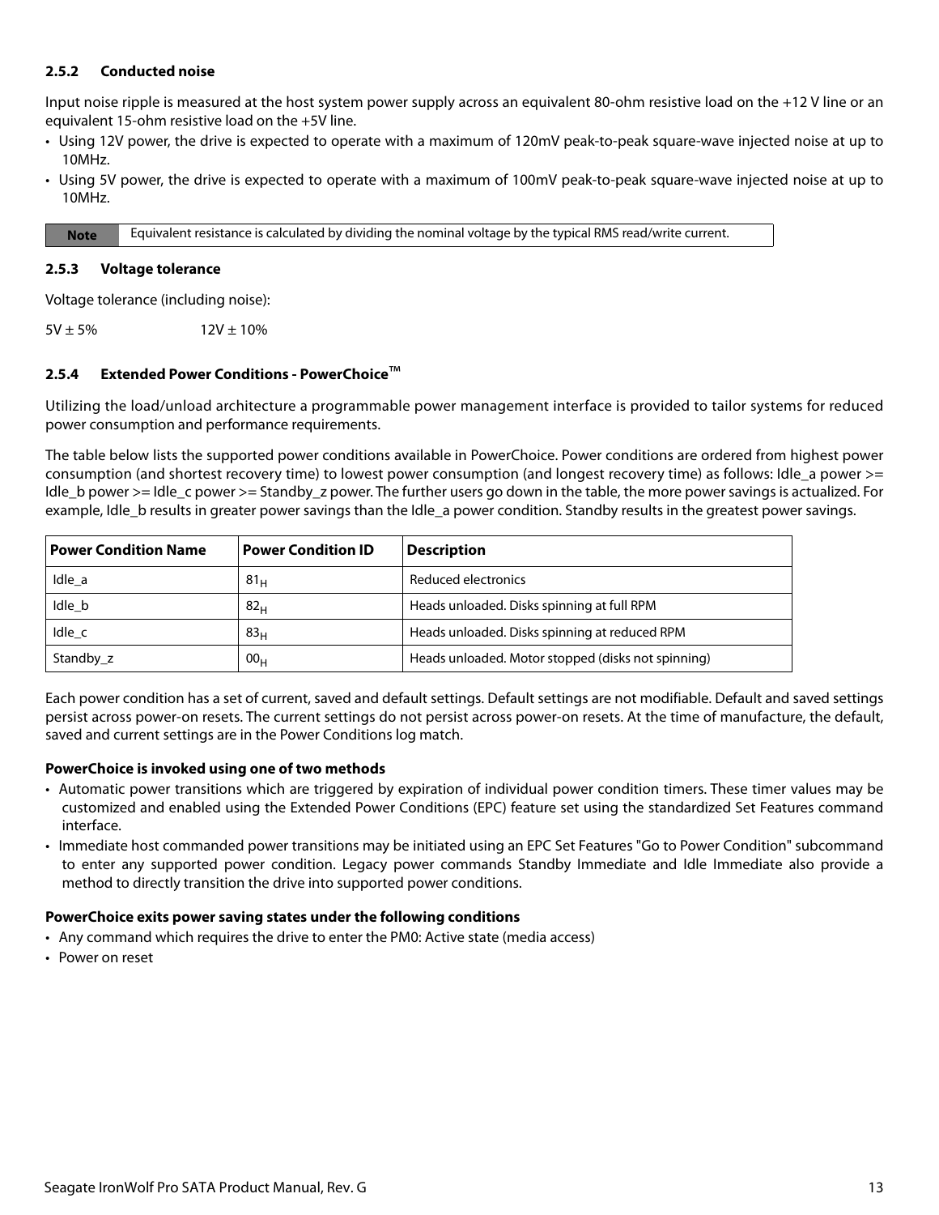### 2.5.2 Conducted noise

Input noise ripple is measured at the host system power supply across an equivalent 80-ohm resistive load on the +12 V line or an equivalent 15-ohm resistive load on the +5V line.

- Using 12V power, the drive is expected to operate with a maximum of 120mV peak-to-peak square-wave injected noise at up to 10MHz.
- Using 5V power, the drive is expected to operate with a maximum of 100mV peak-to-peak square-wave injected noise at up to 10MHz.

| Note | Equivalent resistance is calculated by dividing the nominal voltage by the typical RMS read/write current. |
|---|---|

### 2.5.3 Voltage tolerance

Voltage tolerance (including noise):

5V ± 5% 12V ± 10%

### 2.5.4 Extended Power Conditions - PowerChoice™

Utilizing the load/unload architecture a programmable power management interface is provided to tailor systems for reduced power consumption and performance requirements.

The table below lists the supported power conditions available in PowerChoice. Power conditions are ordered from highest power consumption (and shortest recovery time) to lowest power consumption (and longest recovery time) as follows: Idle_a power >= Idle_b power >= Idle_c power >= Standby_z power. The further users go down in the table, the more power savings is actualized. For example, Idle_b results in greater power savings than the Idle_a power condition. Standby results in the greatest power savings.

| Power Condition Name | Power Condition ID | Description |
|---|---|---|
| Idle_a | $81_H$ | Reduced electronics |
| Idle_b | $82_H$ | Heads unloaded. Disks spinning at full RPM |
| Idle_c | $83_H$ | Heads unloaded. Disks spinning at reduced RPM |
| Standby_z | $00_H$ | Heads unloaded. Motor stopped (disks not spinning) |

Each power condition has a set of current, saved and default settings. Default settings are not modifiable. Default and saved settings persist across power-on resets. The current settings do not persist across power-on resets. At the time of manufacture, the default, saved and current settings are in the Power Conditions log match.

**PowerChoice is invoked using one of two methods**

- Automatic power transitions which are triggered by expiration of individual power condition timers. These timer values may be customized and enabled using the Extended Power Conditions (EPC) feature set using the standardized Set Features command interface.
- Immediate host commanded power transitions may be initiated using an EPC Set Features "Go to Power Condition" subcommand to enter any supported power condition. Legacy power commands Standby Immediate and Idle Immediate also provide a method to directly transition the drive into supported power conditions.

**PowerChoice exits power saving states under the following conditions**

- Any command which requires the drive to enter the PM0: Active state (media access)
- Power on reset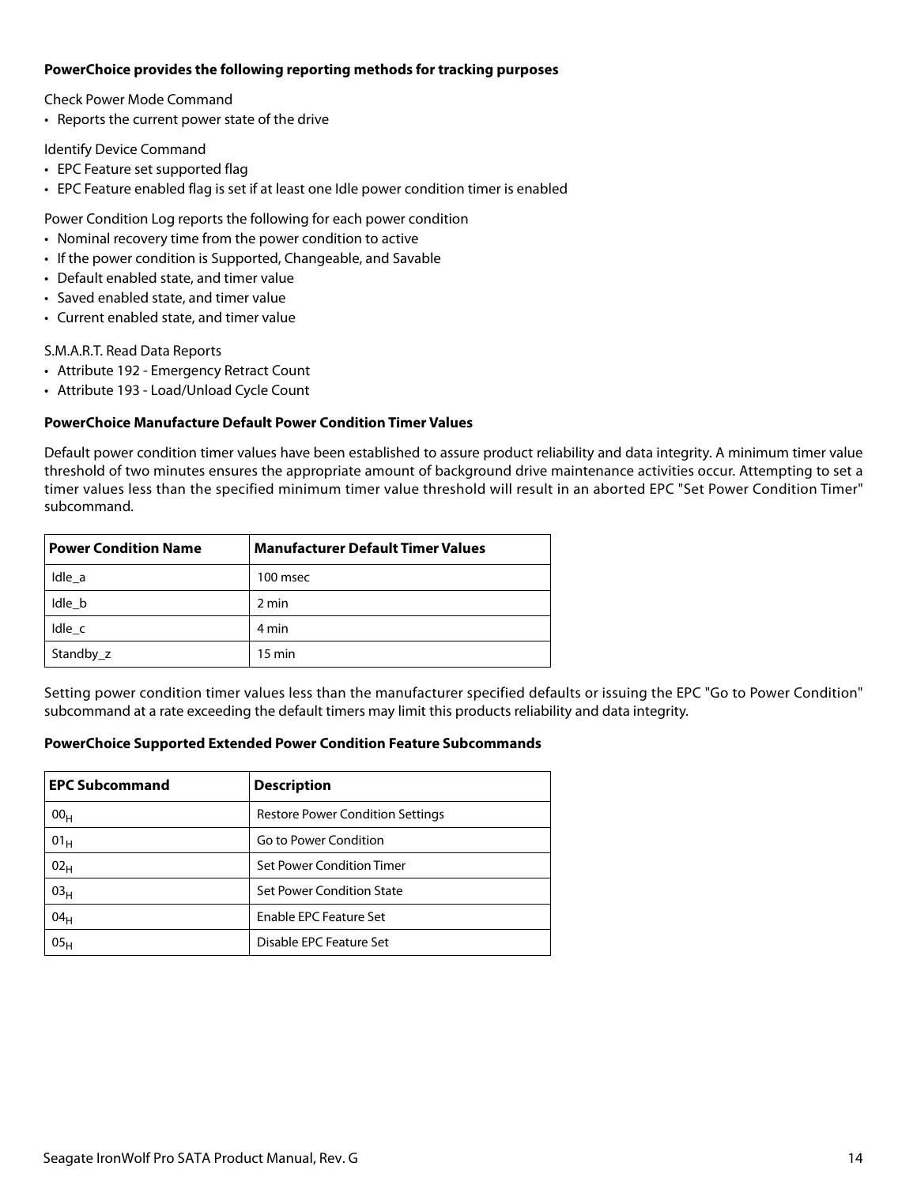**PowerChoice provides the following reporting methods for tracking purposes**

Check Power Mode Command

- Reports the current power state of the drive

Identify Device Command

- EPC Feature set supported flag
- EPC Feature enabled flag is set if at least one Idle power condition timer is enabled

Power Condition Log reports the following for each power condition

- Nominal recovery time from the power condition to active
- If the power condition is Supported, Changeable, and Savable
- Default enabled state, and timer value
- Saved enabled state, and timer value
- Current enabled state, and timer value

S.M.A.R.T. Read Data Reports

- Attribute 192 - Emergency Retract Count
- Attribute 193 - Load/Unload Cycle Count

**PowerChoice Manufacture Default Power Condition Timer Values**

Default power condition timer values have been established to assure product reliability and data integrity. A minimum timer value threshold of two minutes ensures the appropriate amount of background drive maintenance activities occur. Attempting to set a timer values less than the specified minimum timer value threshold will result in an aborted EPC "Set Power Condition Timer" subcommand.

| Power Condition Name | Manufacturer Default Timer Values |
|---|---|
| Idle_a | 100 msec |
| Idle_b | 2 min |
| Idle_c | 4 min |
| Standby_z | 15 min |

Setting power condition timer values less than the manufacturer specified defaults or issuing the EPC "Go to Power Condition" subcommand at a rate exceeding the default timers may limit this products reliability and data integrity.

**PowerChoice Supported Extended Power Condition Feature Subcommands**

| EPC Subcommand | Description |
|---|---|
| $00_H$ | Restore Power Condition Settings |
| $01_H$ | Go to Power Condition |
| $02_H$ | Set Power Condition Timer |
| $03_H$ | Set Power Condition State |
| $04_H$ | Enable EPC Feature Set |
| $05_H$ | Disable EPC Feature Set |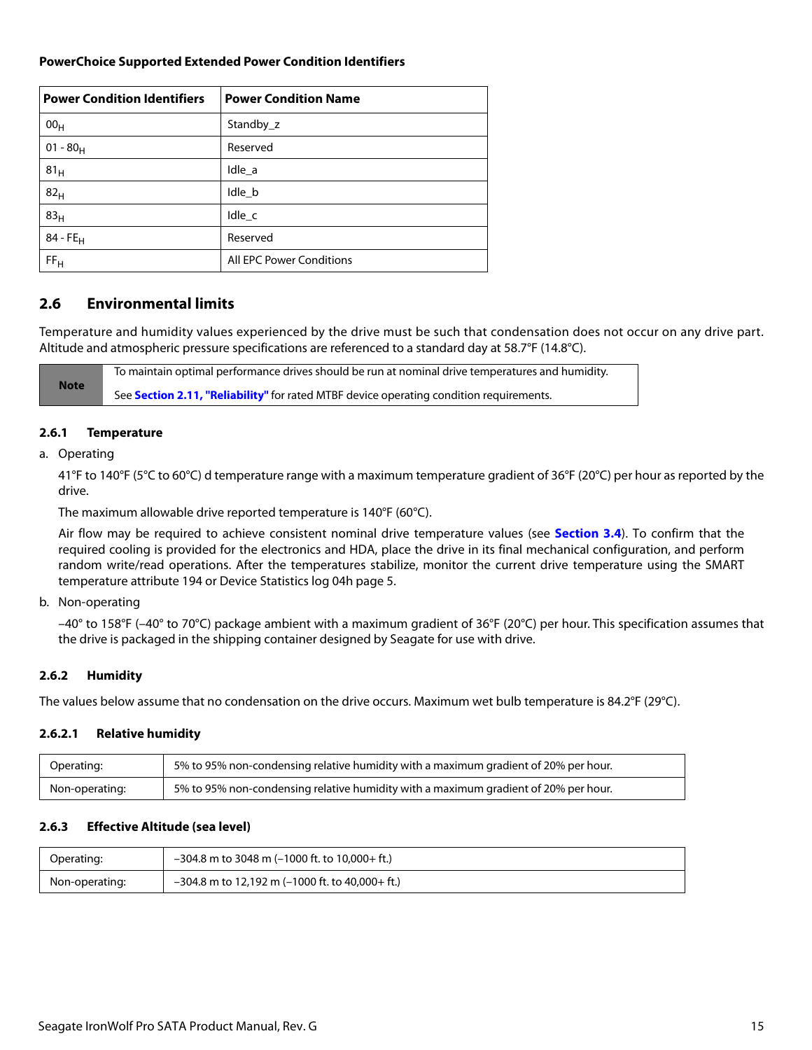**PowerChoice Supported Extended Power Condition Identifiers**

| Power Condition Identifiers | Power Condition Name |
|---|---|
| $00_H$ | Standby_z |
| 01 - $80_H$ | Reserved |
| $81_H$ | Idle_a |
| $82_H$ | Idle_b |
| $83_H$ | Idle_c |
| 84 - $FE_H$ | Reserved |
| $FF_H$ | All EPC Power Conditions |

## 2.6 Environmental limits

Temperature and humidity values experienced by the drive must be such that condensation does not occur on any drive part. Altitude and atmospheric pressure specifications are referenced to a standard day at 58.7°F (14.8°C).

| Note | To maintain optimal performance drives should be run at nominal drive temperatures and humidity.<br>See **Section 2.11, "Reliability"** for rated MTBF device operating condition requirements. |
|---|---|

### 2.6.1 Temperature

a. Operating

41°F to 140°F (5°C to 60°C) d temperature range with a maximum temperature gradient of 36°F (20°C) per hour as reported by the drive.

The maximum allowable drive reported temperature is 140°F (60°C).

Air flow may be required to achieve consistent nominal drive temperature values (see **Section 3.4**). To confirm that the required cooling is provided for the electronics and HDA, place the drive in its final mechanical configuration, and perform random write/read operations. After the temperatures stabilize, monitor the current drive temperature using the SMART temperature attribute 194 or Device Statistics log 04h page 5.

b. Non-operating

–40° to 158°F (–40° to 70°C) package ambient with a maximum gradient of 36°F (20°C) per hour. This specification assumes that the drive is packaged in the shipping container designed by Seagate for use with drive.

### 2.6.2 Humidity

The values below assume that no condensation on the drive occurs. Maximum wet bulb temperature is 84.2°F (29°C).

#### 2.6.2.1 Relative humidity

| | |
|---|---|
| Operating: | 5% to 95% non-condensing relative humidity with a maximum gradient of 20% per hour. |
| Non-operating: | 5% to 95% non-condensing relative humidity with a maximum gradient of 20% per hour. |

### 2.6.3 Effective Altitude (sea level)

| | |
|---|---|
| Operating: | –304.8 m to 3048 m (–1000 ft. to 10,000+ ft.) |
| Non-operating: | –304.8 m to 12,192 m (–1000 ft. to 40,000+ ft.) |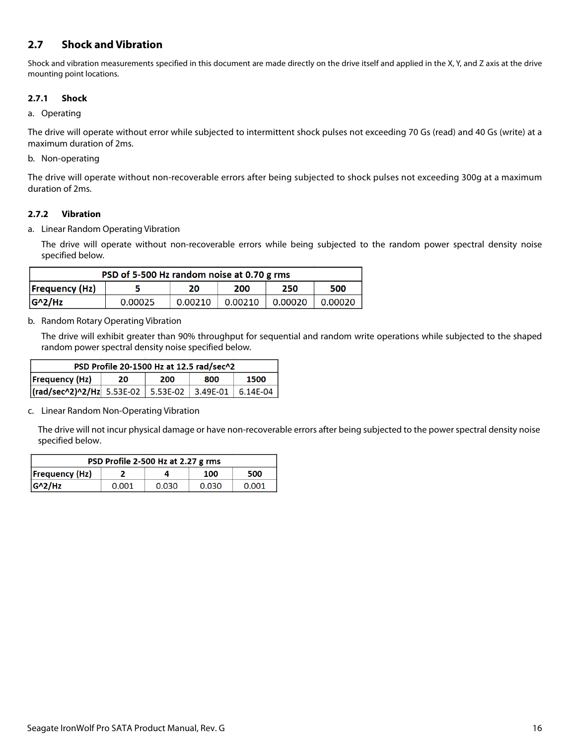## 2.7 Shock and Vibration

Shock and vibration measurements specified in this document are made directly on the drive itself and applied in the X, Y, and Z axis at the drive mounting point locations.

### 2.7.1 Shock

a. Operating

The drive will operate without error while subjected to intermittent shock pulses not exceeding 70 Gs (read) and 40 Gs (write) at a maximum duration of 2ms.

b. Non-operating

The drive will operate without non-recoverable errors after being subjected to shock pulses not exceeding 300g at a maximum duration of 2ms.

### 2.7.2 Vibration

a. Linear Random Operating Vibration

The drive will operate without non-recoverable errors while being subjected to the random power spectral density noise specified below.

| PSD of 5-500 Hz random noise at 0.70 g rms | | | | | |
|---|---|---|---|---|---|
| **Frequency (Hz)** | **5** | **20** | **200** | **250** | **500** |
| **G^2/Hz** | 0.00025 | 0.00210 | 0.00210 | 0.00020 | 0.00020 |

b. Random Rotary Operating Vibration

The drive will exhibit greater than 90% throughput for sequential and random write operations while subjected to the shaped random power spectral density noise specified below.

| PSD Profile 20-1500 Hz at 12.5 rad/sec^2 | | | | |
|---|---|---|---|---|
| **Frequency (Hz)** | **20** | **200** | **800** | **1500** |
| **(rad/sec^2)^2/Hz** | 5.53E-02 | 5.53E-02 | 3.49E-01 | 6.14E-04 |

c. Linear Random Non-Operating Vibration

The drive will not incur physical damage or have non-recoverable errors after being subjected to the power spectral density noise specified below.

| PSD Profile 2-500 Hz at 2.27 g rms | | | | |
|---|---|---|---|---|
| **Frequency (Hz)** | **2** | **4** | **100** | **500** |
| **G^2/Hz** | 0.001 | 0.030 | 0.030 | 0.001 |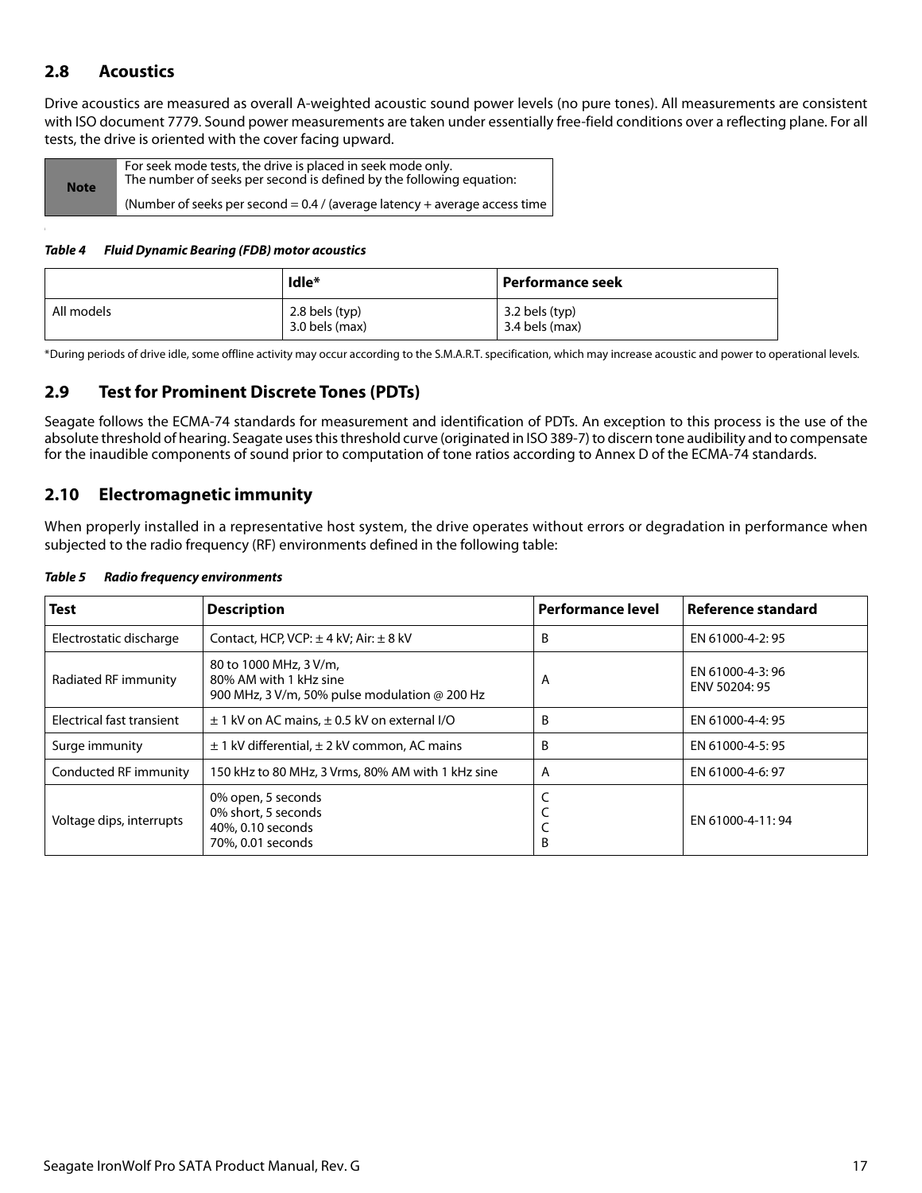## 2.8 Acoustics

Drive acoustics are measured as overall A-weighted acoustic sound power levels (no pure tones). All measurements are consistent with ISO document 7779. Sound power measurements are taken under essentially free-field conditions over a reflecting plane. For all tests, the drive is oriented with the cover facing upward.

| Note | For seek mode tests, the drive is placed in seek mode only. The number of seeks per second is defined by the following equation: (Number of seeks per second = 0.4 / (average latency + average access time |
|---|---|

***Table 4 Fluid Dynamic Bearing (FDB) motor acoustics***

| | Idle* | Performance seek |
|---|---|---|
| All models | 2.8 bels (typ) 3.0 bels (max) | 3.2 bels (typ) 3.4 bels (max) |

*During periods of drive idle, some offline activity may occur according to the S.M.A.R.T. specification, which may increase acoustic and power to operational levels.

## 2.9 Test for Prominent Discrete Tones (PDTs)

Seagate follows the ECMA-74 standards for measurement and identification of PDTs. An exception to this process is the use of the absolute threshold of hearing. Seagate uses this threshold curve (originated in ISO 389-7) to discern tone audibility and to compensate for the inaudible components of sound prior to computation of tone ratios according to Annex D of the ECMA-74 standards.

## 2.10 Electromagnetic immunity

When properly installed in a representative host system, the drive operates without errors or degradation in performance when subjected to the radio frequency (RF) environments defined in the following table:

***Table 5 Radio frequency environments***

| Test | Description | Performance level | Reference standard |
|---|---|---|---|
| Electrostatic discharge | Contact, HCP, VCP: ± 4 kV; Air: ± 8 kV | B | EN 61000-4-2: 95 |
| Radiated RF immunity | 80 to 1000 MHz, 3 V/m, 80% AM with 1 kHz sine 900 MHz, 3 V/m, 50% pulse modulation @ 200 Hz | A | EN 61000-4-3: 96 ENV 50204: 95 |
| Electrical fast transient | ± 1 kV on AC mains, ± 0.5 kV on external I/O | B | EN 61000-4-4: 95 |
| Surge immunity | ± 1 kV differential, ± 2 kV common, AC mains | B | EN 61000-4-5: 95 |
| Conducted RF immunity | 150 kHz to 80 MHz, 3 Vrms, 80% AM with 1 kHz sine | A | EN 61000-4-6: 97 |
| Voltage dips, interrupts | 0% open, 5 seconds 0% short, 5 seconds 40%, 0.10 seconds 70%, 0.01 seconds | C C C B | EN 61000-4-11: 94 |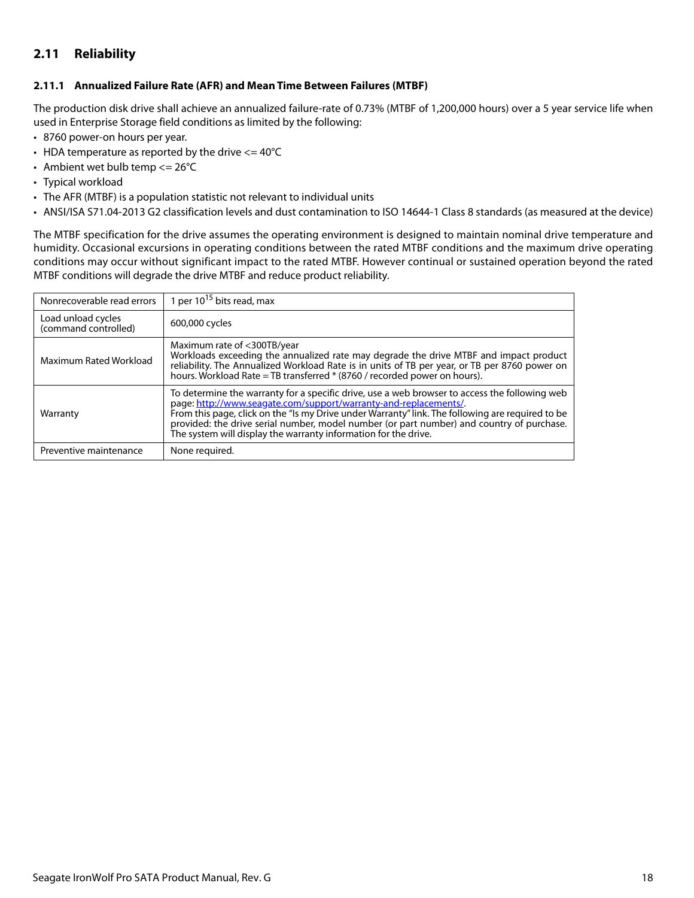## 2.11 Reliability

### 2.11.1 Annualized Failure Rate (AFR) and Mean Time Between Failures (MTBF)

The production disk drive shall achieve an annualized failure-rate of 0.73% (MTBF of 1,200,000 hours) over a 5 year service life when used in Enterprise Storage field conditions as limited by the following:

- 8760 power-on hours per year.
- HDA temperature as reported by the drive <= 40°C
- Ambient wet bulb temp <= 26°C
- Typical workload
- The AFR (MTBF) is a population statistic not relevant to individual units
- ANSI/ISA S71.04-2013 G2 classification levels and dust contamination to ISO 14644-1 Class 8 standards (as measured at the device)

The MTBF specification for the drive assumes the operating environment is designed to maintain nominal drive temperature and humidity. Occasional excursions in operating conditions between the rated MTBF conditions and the maximum drive operating conditions may occur without significant impact to the rated MTBF. However continual or sustained operation beyond the rated MTBF conditions will degrade the drive MTBF and reduce product reliability.

| | |
|---|---|
| Nonrecoverable read errors | 1 per $10^{15}$ bits read, max |
| Load unload cycles (command controlled) | 600,000 cycles |
| Maximum Rated Workload | Maximum rate of <300TB/year<br>Workloads exceeding the annualized rate may degrade the drive MTBF and impact product reliability. The Annualized Workload Rate is in units of TB per year, or TB per 8760 power on hours. Workload Rate = TB transferred * (8760 / recorded power on hours). |
| Warranty | To determine the warranty for a specific drive, use a web browser to access the following web page: http://www.seagate.com/support/warranty-and-replacements/.<br>From this page, click on the "Is my Drive under Warranty" link. The following are required to be provided: the drive serial number, model number (or part number) and country of purchase. The system will display the warranty information for the drive. |
| Preventive maintenance | None required. |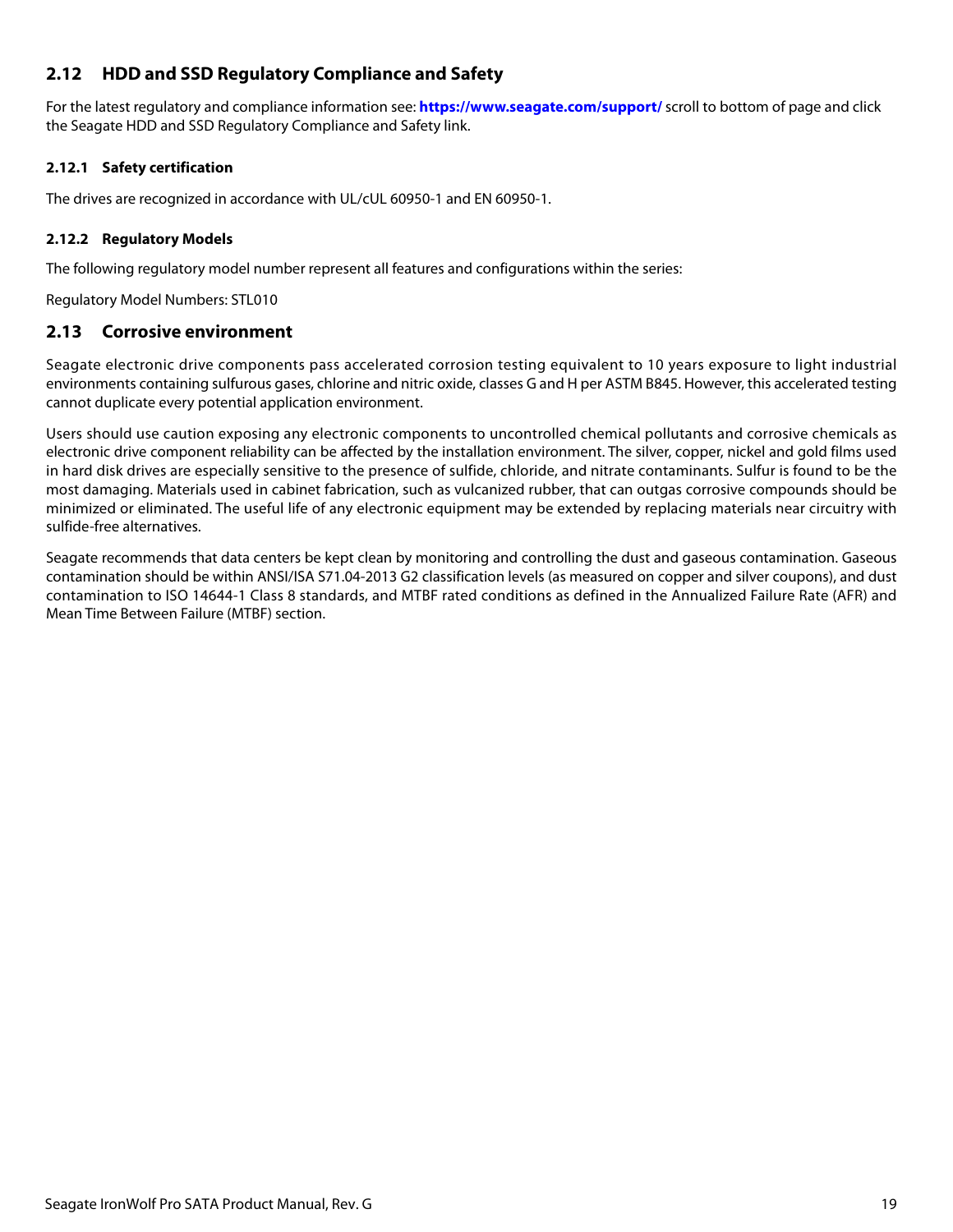## 2.12 HDD and SSD Regulatory Compliance and Safety

For the latest regulatory and compliance information see: **https://www.seagate.com/support/** scroll to bottom of page and click the Seagate HDD and SSD Regulatory Compliance and Safety link.

### 2.12.1 Safety certification

The drives are recognized in accordance with UL/cUL 60950-1 and EN 60950-1.

### 2.12.2 Regulatory Models

The following regulatory model number represent all features and configurations within the series:

Regulatory Model Numbers: STL010

## 2.13 Corrosive environment

Seagate electronic drive components pass accelerated corrosion testing equivalent to 10 years exposure to light industrial environments containing sulfurous gases, chlorine and nitric oxide, classes G and H per ASTM B845. However, this accelerated testing cannot duplicate every potential application environment.

Users should use caution exposing any electronic components to uncontrolled chemical pollutants and corrosive chemicals as electronic drive component reliability can be affected by the installation environment. The silver, copper, nickel and gold films used in hard disk drives are especially sensitive to the presence of sulfide, chloride, and nitrate contaminants. Sulfur is found to be the most damaging. Materials used in cabinet fabrication, such as vulcanized rubber, that can outgas corrosive compounds should be minimized or eliminated. The useful life of any electronic equipment may be extended by replacing materials near circuitry with sulfide-free alternatives.

Seagate recommends that data centers be kept clean by monitoring and controlling the dust and gaseous contamination. Gaseous contamination should be within ANSI/ISA S71.04-2013 G2 classification levels (as measured on copper and silver coupons), and dust contamination to ISO 14644-1 Class 8 standards, and MTBF rated conditions as defined in the Annualized Failure Rate (AFR) and Mean Time Between Failure (MTBF) section.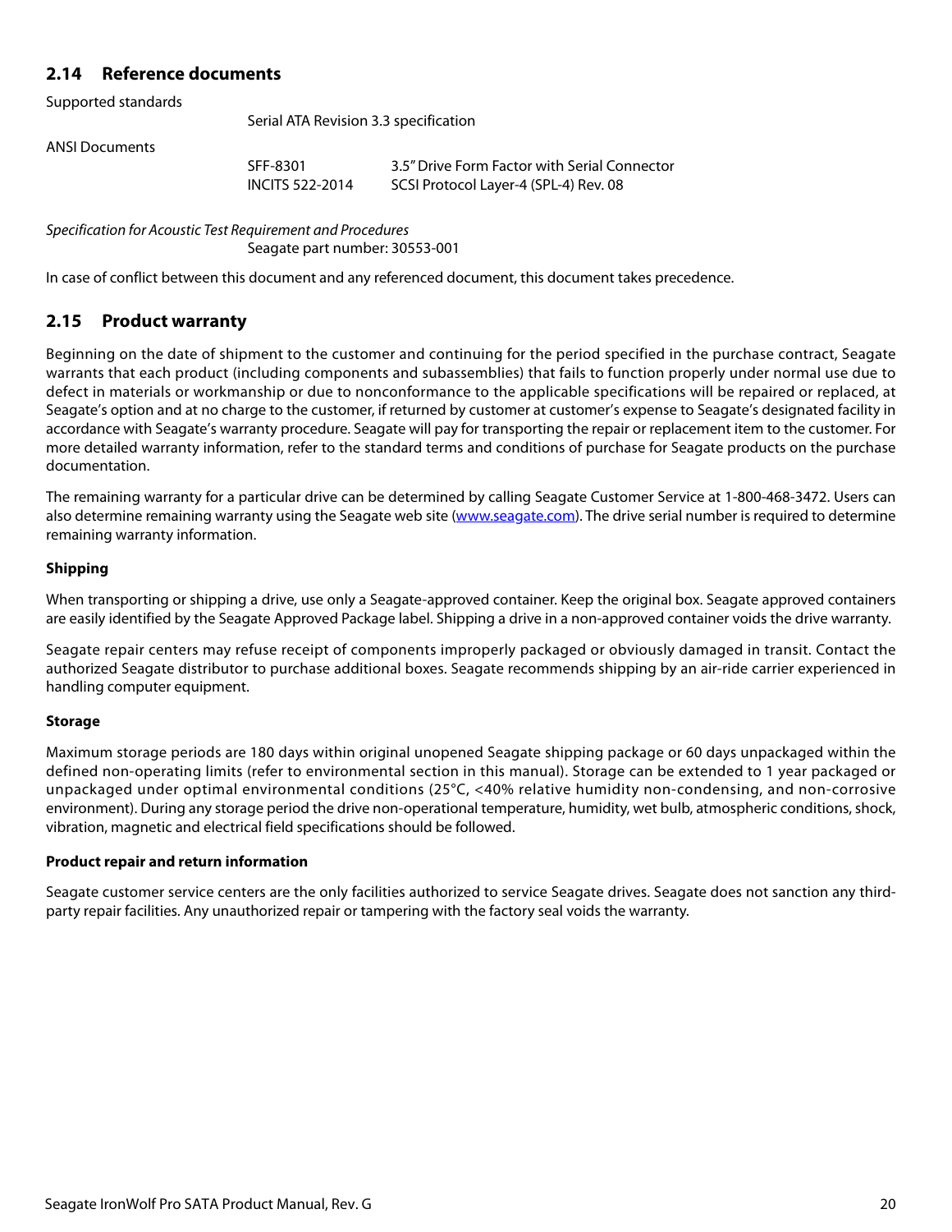## 2.14 Reference documents

Supported standards

Serial ATA Revision 3.3 specification

ANSI Documents

| | |
|---|---|
| SFF-8301 | 3.5" Drive Form Factor with Serial Connector |
| INCITS 522-2014 | SCSI Protocol Layer-4 (SPL-4) Rev. 08 |

*Specification for Acoustic Test Requirement and Procedures*

Seagate part number: 30553-001

In case of conflict between this document and any referenced document, this document takes precedence.

## 2.15 Product warranty

Beginning on the date of shipment to the customer and continuing for the period specified in the purchase contract, Seagate warrants that each product (including components and subassemblies) that fails to function properly under normal use due to defect in materials or workmanship or due to nonconformance to the applicable specifications will be repaired or replaced, at Seagate's option and at no charge to the customer, if returned by customer at customer's expense to Seagate's designated facility in accordance with Seagate's warranty procedure. Seagate will pay for transporting the repair or replacement item to the customer. For more detailed warranty information, refer to the standard terms and conditions of purchase for Seagate products on the purchase documentation.

The remaining warranty for a particular drive can be determined by calling Seagate Customer Service at 1-800-468-3472. Users can also determine remaining warranty using the Seagate web site (www.seagate.com). The drive serial number is required to determine remaining warranty information.

**Shipping**

When transporting or shipping a drive, use only a Seagate-approved container. Keep the original box. Seagate approved containers are easily identified by the Seagate Approved Package label. Shipping a drive in a non-approved container voids the drive warranty.

Seagate repair centers may refuse receipt of components improperly packaged or obviously damaged in transit. Contact the authorized Seagate distributor to purchase additional boxes. Seagate recommends shipping by an air-ride carrier experienced in handling computer equipment.

**Storage**

Maximum storage periods are 180 days within original unopened Seagate shipping package or 60 days unpackaged within the defined non-operating limits (refer to environmental section in this manual). Storage can be extended to 1 year packaged or unpackaged under optimal environmental conditions (25°C, <40% relative humidity non-condensing, and non-corrosive environment). During any storage period the drive non-operational temperature, humidity, wet bulb, atmospheric conditions, shock, vibration, magnetic and electrical field specifications should be followed.

**Product repair and return information**

Seagate customer service centers are the only facilities authorized to service Seagate drives. Seagate does not sanction any third-party repair facilities. Any unauthorized repair or tampering with the factory seal voids the warranty.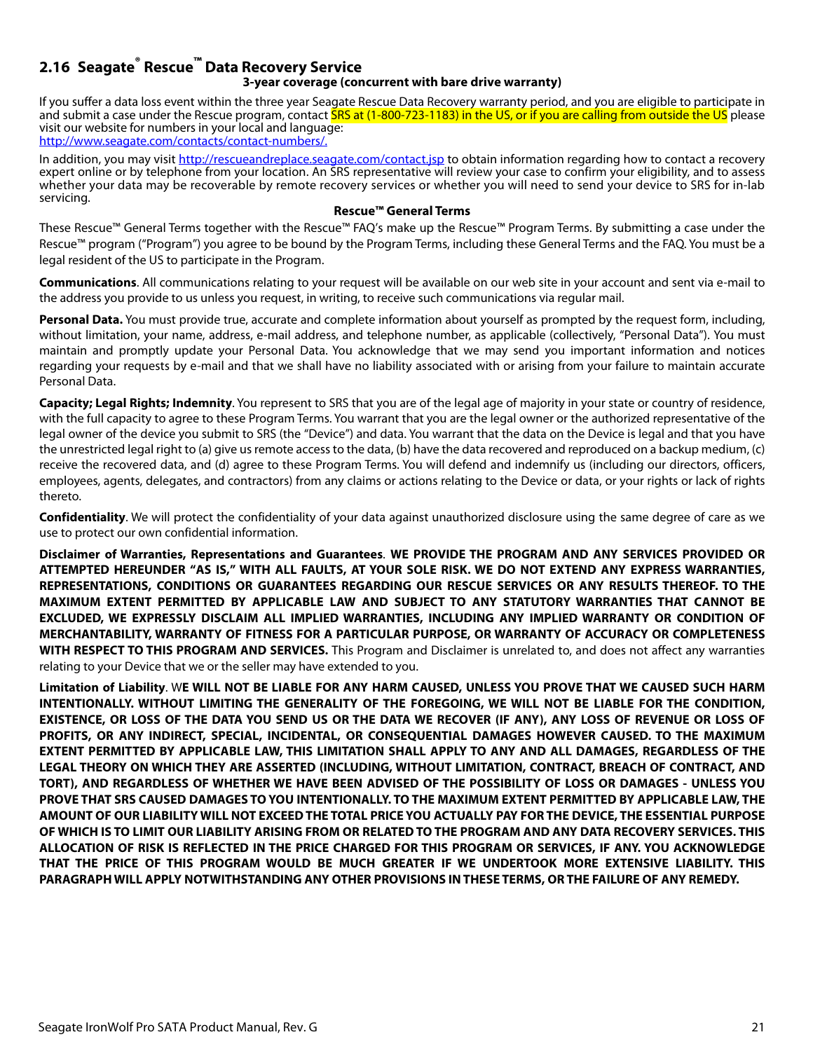## 2.16 Seagate® Rescue™ Data Recovery Service

**3-year coverage (concurrent with bare drive warranty)**

If you suffer a data loss event within the three year Seagate Rescue Data Recovery warranty period, and you are eligible to participate in and submit a case under the Rescue program, contact SRS at (1-800-723-1183) in the US, or if you are calling from outside the US please visit our website for numbers in your local and language: http://www.seagate.com/contacts/contact-numbers/.

In addition, you may visit http://rescueandreplace.seagate.com/contact.jsp to obtain information regarding how to contact a recovery expert online or by telephone from your location. An SRS representative will review your case to confirm your eligibility, and to assess whether your data may be recoverable by remote recovery services or whether you will need to send your device to SRS for in-lab servicing.

**Rescue™ General Terms**

These Rescue™ General Terms together with the Rescue™ FAQ's make up the Rescue™ Program Terms. By submitting a case under the Rescue™ program ("Program") you agree to be bound by the Program Terms, including these General Terms and the FAQ. You must be a legal resident of the US to participate in the Program.

**Communications**. All communications relating to your request will be available on our web site in your account and sent via e-mail to the address you provide to us unless you request, in writing, to receive such communications via regular mail.

**Personal Data.** You must provide true, accurate and complete information about yourself as prompted by the request form, including, without limitation, your name, address, e-mail address, and telephone number, as applicable (collectively, "Personal Data"). You must maintain and promptly update your Personal Data. You acknowledge that we may send you important information and notices regarding your requests by e-mail and that we shall have no liability associated with or arising from your failure to maintain accurate Personal Data.

**Capacity; Legal Rights; Indemnity**. You represent to SRS that you are of the legal age of majority in your state or country of residence, with the full capacity to agree to these Program Terms. You warrant that you are the legal owner or the authorized representative of the legal owner of the device you submit to SRS (the "Device") and data. You warrant that the data on the Device is legal and that you have the unrestricted legal right to (a) give us remote access to the data, (b) have the data recovered and reproduced on a backup medium, (c) receive the recovered data, and (d) agree to these Program Terms. You will defend and indemnify us (including our directors, officers, employees, agents, delegates, and contractors) from any claims or actions relating to the Device or data, or your rights or lack of rights thereto.

**Confidentiality**. We will protect the confidentiality of your data against unauthorized disclosure using the same degree of care as we use to protect our own confidential information.

**Disclaimer of Warranties, Representations and Guarantees**. **WE PROVIDE THE PROGRAM AND ANY SERVICES PROVIDED OR ATTEMPTED HEREUNDER "AS IS," WITH ALL FAULTS, AT YOUR SOLE RISK. WE DO NOT EXTEND ANY EXPRESS WARRANTIES, REPRESENTATIONS, CONDITIONS OR GUARANTEES REGARDING OUR RESCUE SERVICES OR ANY RESULTS THEREOF. TO THE MAXIMUM EXTENT PERMITTED BY APPLICABLE LAW AND SUBJECT TO ANY STATUTORY WARRANTIES THAT CANNOT BE EXCLUDED, WE EXPRESSLY DISCLAIM ALL IMPLIED WARRANTIES, INCLUDING ANY IMPLIED WARRANTY OR CONDITION OF MERCHANTABILITY, WARRANTY OF FITNESS FOR A PARTICULAR PURPOSE, OR WARRANTY OF ACCURACY OR COMPLETENESS WITH RESPECT TO THIS PROGRAM AND SERVICES.** This Program and Disclaimer is unrelated to, and does not affect any warranties relating to your Device that we or the seller may have extended to you.

**Limitation of Liability**. W**E WILL NOT BE LIABLE FOR ANY HARM CAUSED, UNLESS YOU PROVE THAT WE CAUSED SUCH HARM INTENTIONALLY. WITHOUT LIMITING THE GENERALITY OF THE FOREGOING, WE WILL NOT BE LIABLE FOR THE CONDITION, EXISTENCE, OR LOSS OF THE DATA YOU SEND US OR THE DATA WE RECOVER (IF ANY), ANY LOSS OF REVENUE OR LOSS OF PROFITS, OR ANY INDIRECT, SPECIAL, INCIDENTAL, OR CONSEQUENTIAL DAMAGES HOWEVER CAUSED. TO THE MAXIMUM EXTENT PERMITTED BY APPLICABLE LAW, THIS LIMITATION SHALL APPLY TO ANY AND ALL DAMAGES, REGARDLESS OF THE LEGAL THEORY ON WHICH THEY ARE ASSERTED (INCLUDING, WITHOUT LIMITATION, CONTRACT, BREACH OF CONTRACT, AND TORT), AND REGARDLESS OF WHETHER WE HAVE BEEN ADVISED OF THE POSSIBILITY OF LOSS OR DAMAGES - UNLESS YOU PROVE THAT SRS CAUSED DAMAGES TO YOU INTENTIONALLY. TO THE MAXIMUM EXTENT PERMITTED BY APPLICABLE LAW, THE AMOUNT OF OUR LIABILITY WILL NOT EXCEED THE TOTAL PRICE YOU ACTUALLY PAY FOR THE DEVICE, THE ESSENTIAL PURPOSE OF WHICH IS TO LIMIT OUR LIABILITY ARISING FROM OR RELATED TO THE PROGRAM AND ANY DATA RECOVERY SERVICES. THIS ALLOCATION OF RISK IS REFLECTED IN THE PRICE CHARGED FOR THIS PROGRAM OR SERVICES, IF ANY. YOU ACKNOWLEDGE THAT THE PRICE OF THIS PROGRAM WOULD BE MUCH GREATER IF WE UNDERTOOK MORE EXTENSIVE LIABILITY. THIS PARAGRAPH WILL APPLY NOTWITHSTANDING ANY OTHER PROVISIONS IN THESE TERMS, OR THE FAILURE OF ANY REMEDY.**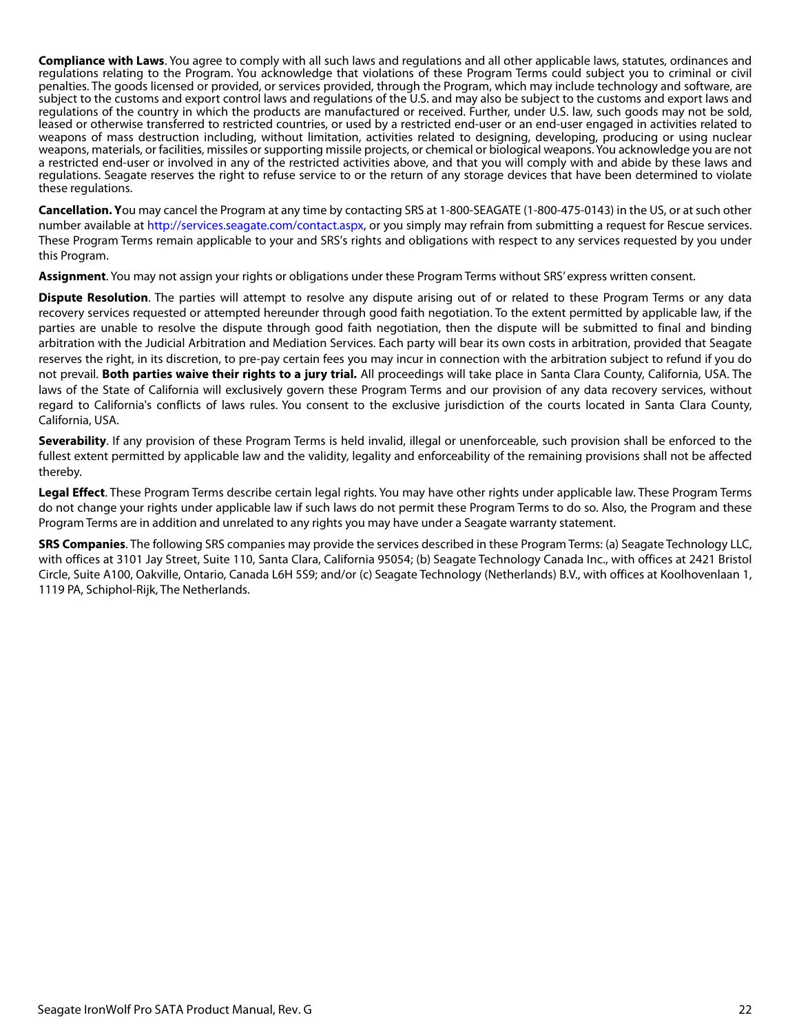**Compliance with Laws**. You agree to comply with all such laws and regulations and all other applicable laws, statutes, ordinances and regulations relating to the Program. You acknowledge that violations of these Program Terms could subject you to criminal or civil penalties. The goods licensed or provided, or services provided, through the Program, which may include technology and software, are subject to the customs and export control laws and regulations of the U.S. and may also be subject to the customs and export laws and regulations of the country in which the products are manufactured or received. Further, under U.S. law, such goods may not be sold, leased or otherwise transferred to restricted countries, or used by a restricted end-user or an end-user engaged in activities related to weapons of mass destruction including, without limitation, activities related to designing, developing, producing or using nuclear weapons, materials, or facilities, missiles or supporting missile projects, or chemical or biological weapons. You acknowledge you are not a restricted end-user or involved in any of the restricted activities above, and that you will comply with and abide by these laws and regulations. Seagate reserves the right to refuse service to or the return of any storage devices that have been determined to violate these regulations.

**Cancellation. Y**ou may cancel the Program at any time by contacting SRS at 1-800-SEAGATE (1-800-475-0143) in the US, or at such other number available at http://services.seagate.com/contact.aspx, or you simply may refrain from submitting a request for Rescue services. These Program Terms remain applicable to your and SRS's rights and obligations with respect to any services requested by you under this Program.

**Assignment**. You may not assign your rights or obligations under these Program Terms without SRS' express written consent.

**Dispute Resolution**. The parties will attempt to resolve any dispute arising out of or related to these Program Terms or any data recovery services requested or attempted hereunder through good faith negotiation. To the extent permitted by applicable law, if the parties are unable to resolve the dispute through good faith negotiation, then the dispute will be submitted to final and binding arbitration with the Judicial Arbitration and Mediation Services. Each party will bear its own costs in arbitration, provided that Seagate reserves the right, in its discretion, to pre-pay certain fees you may incur in connection with the arbitration subject to refund if you do not prevail. **Both parties waive their rights to a jury trial.** All proceedings will take place in Santa Clara County, California, USA. The laws of the State of California will exclusively govern these Program Terms and our provision of any data recovery services, without regard to California's conflicts of laws rules. You consent to the exclusive jurisdiction of the courts located in Santa Clara County, California, USA.

**Severability**. If any provision of these Program Terms is held invalid, illegal or unenforceable, such provision shall be enforced to the fullest extent permitted by applicable law and the validity, legality and enforceability of the remaining provisions shall not be affected thereby.

**Legal Effect**. These Program Terms describe certain legal rights. You may have other rights under applicable law. These Program Terms do not change your rights under applicable law if such laws do not permit these Program Terms to do so. Also, the Program and these Program Terms are in addition and unrelated to any rights you may have under a Seagate warranty statement.

**SRS Companies**. The following SRS companies may provide the services described in these Program Terms: (a) Seagate Technology LLC, with offices at 3101 Jay Street, Suite 110, Santa Clara, California 95054; (b) Seagate Technology Canada Inc., with offices at 2421 Bristol Circle, Suite A100, Oakville, Ontario, Canada L6H 5S9; and/or (c) Seagate Technology (Netherlands) B.V., with offices at Koolhovenlaan 1, 1119 PA, Schiphol-Rijk, The Netherlands.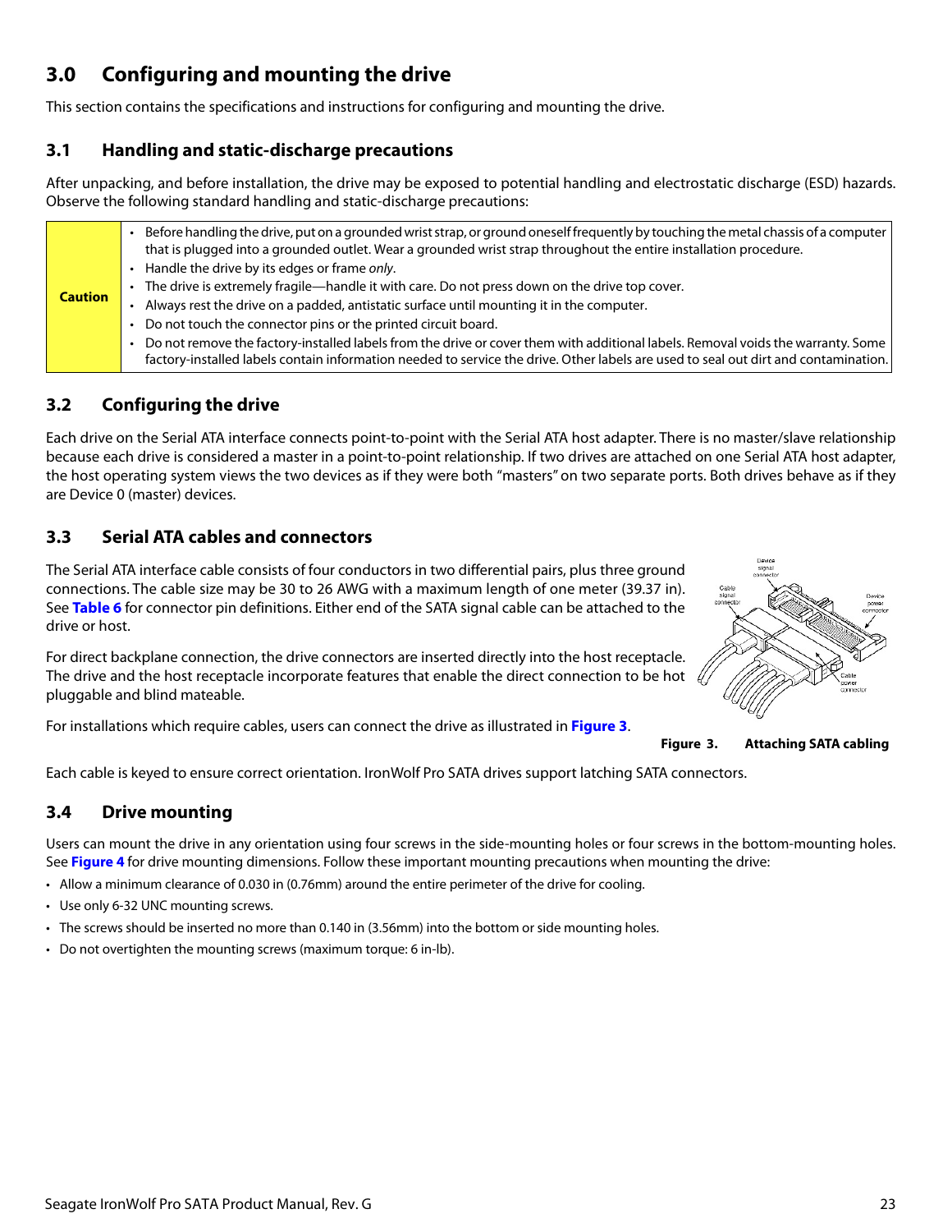# 3.0 Configuring and mounting the drive

This section contains the specifications and instructions for configuring and mounting the drive.

## 3.1 Handling and static-discharge precautions

After unpacking, and before installation, the drive may be exposed to potential handling and electrostatic discharge (ESD) hazards. Observe the following standard handling and static-discharge precautions:

| Caution | • Before handling the drive, put on a grounded wrist strap, or ground oneself frequently by touching the metal chassis of a computer that is plugged into a grounded outlet. Wear a grounded wrist strap throughout the entire installation procedure.<br>• Handle the drive by its edges or frame *only*.<br>• The drive is extremely fragile—handle it with care. Do not press down on the drive top cover.<br>• Always rest the drive on a padded, antistatic surface until mounting it in the computer.<br>• Do not touch the connector pins or the printed circuit board.<br>• Do not remove the factory-installed labels from the drive or cover them with additional labels. Removal voids the warranty. Some factory-installed labels contain information needed to service the drive. Other labels are used to seal out dirt and contamination. |
|---|---|

## 3.2 Configuring the drive

Each drive on the Serial ATA interface connects point-to-point with the Serial ATA host adapter. There is no master/slave relationship because each drive is considered a master in a point-to-point relationship. If two drives are attached on one Serial ATA host adapter, the host operating system views the two devices as if they were both "masters" on two separate ports. Both drives behave as if they are Device 0 (master) devices.

## 3.3 Serial ATA cables and connectors

The Serial ATA interface cable consists of four conductors in two differential pairs, plus three ground connections. The cable size may be 30 to 26 AWG with a maximum length of one meter (39.37 in). See **Table 6** for connector pin definitions. Either end of the SATA signal cable can be attached to the drive or host.

For direct backplane connection, the drive connectors are inserted directly into the host receptacle. The drive and the host receptacle incorporate features that enable the direct connection to be hot pluggable and blind mateable.

For installations which require cables, users can connect the drive as illustrated in **Figure 3**.

Device signal connector, Cable signal connector, Device power connector, Cable power connector

**Figure 3. Attaching SATA cabling**

Each cable is keyed to ensure correct orientation. IronWolf Pro SATA drives support latching SATA connectors.

## 3.4 Drive mounting

Users can mount the drive in any orientation using four screws in the side-mounting holes or four screws in the bottom-mounting holes. See **Figure 4** for drive mounting dimensions. Follow these important mounting precautions when mounting the drive:

- Allow a minimum clearance of 0.030 in (0.76mm) around the entire perimeter of the drive for cooling.
- Use only 6-32 UNC mounting screws.
- The screws should be inserted no more than 0.140 in (3.56mm) into the bottom or side mounting holes.
- Do not overtighten the mounting screws (maximum torque: 6 in-lb).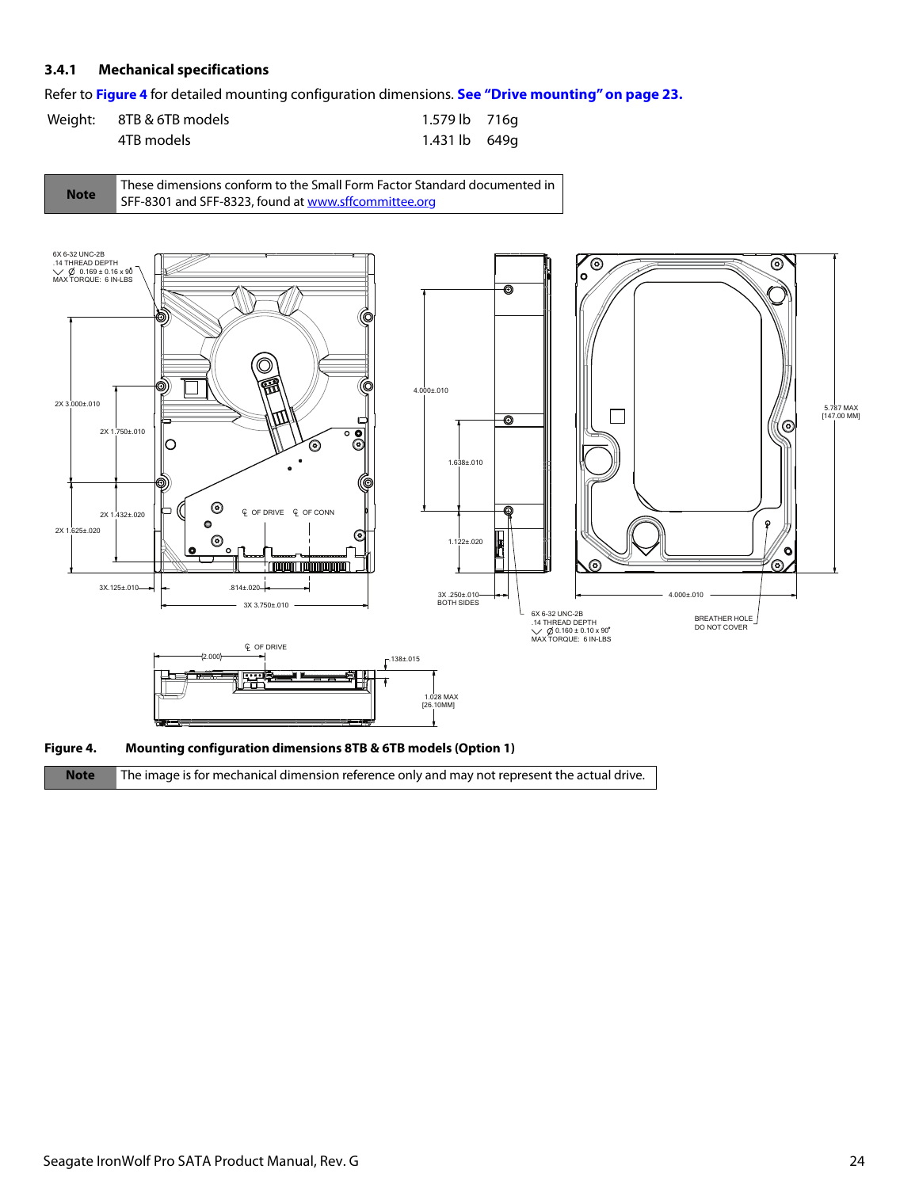### 3.4.1 Mechanical specifications

Refer to **Figure 4** for detailed mounting configuration dimensions. **See "Drive mounting" on page 23.**

| Weight: | 8TB & 6TB models | 1.579 lb | 716g |
|---|---|---|---|
| | 4TB models | 1.431 lb | 649g |

| Note | These dimensions conform to the Small Form Factor Standard documented in SFF-8301 and SFF-8323, found at www.sffcommittee.org |
|---|---|

**Figure 4. Mounting configuration dimensions 8TB & 6TB models (Option 1)**

| Note | The image is for mechanical dimension reference only and may not represent the actual drive. |
|---|---|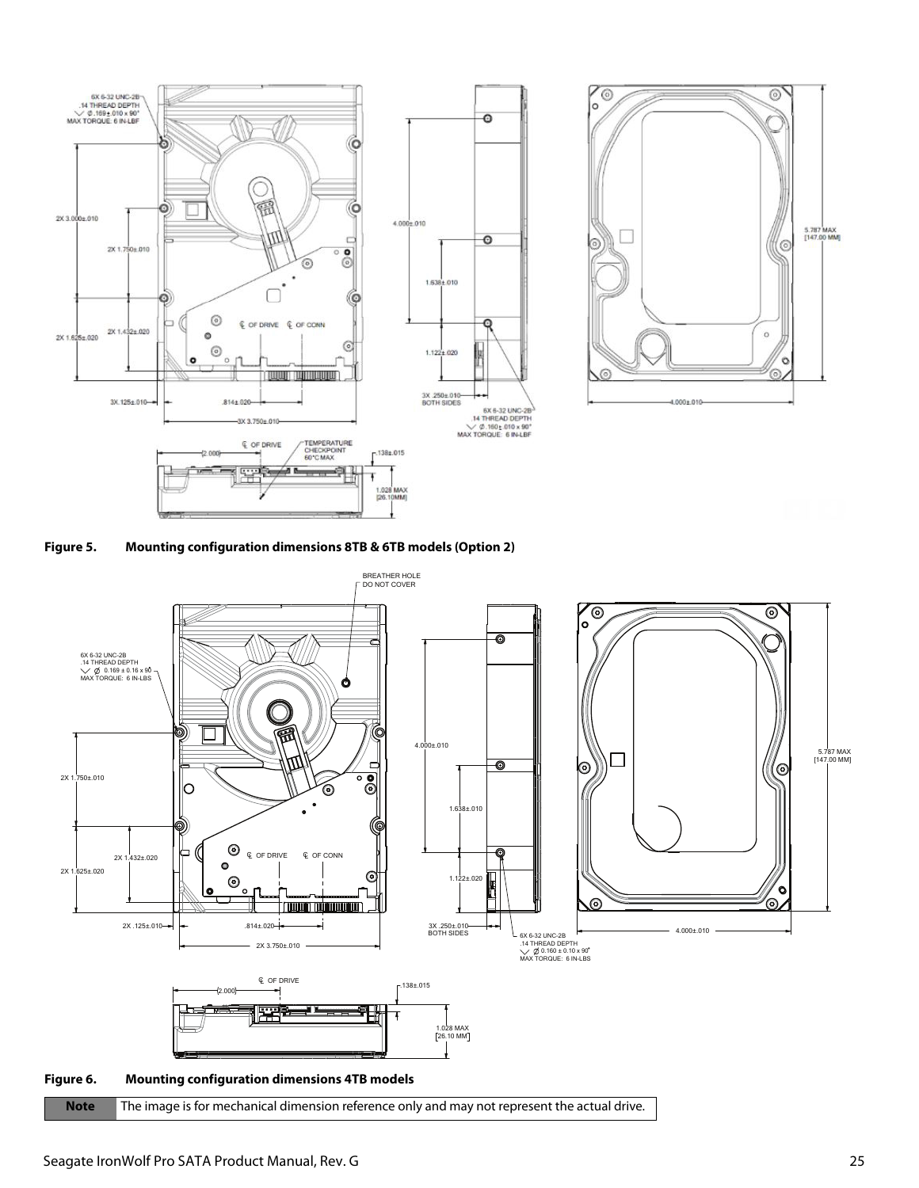**Figure 5. Mounting configuration dimensions 8TB & 6TB models (Option 2)**

**Figure 6. Mounting configuration dimensions 4TB models**

| Note | The image is for mechanical dimension reference only and may not represent the actual drive. |
|---|---|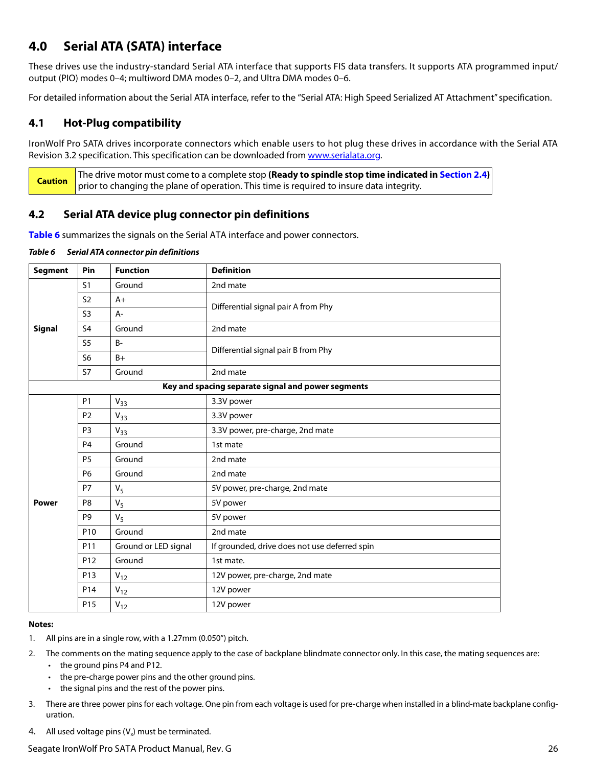## 4.0 Serial ATA (SATA) interface

These drives use the industry-standard Serial ATA interface that supports FIS data transfers. It supports ATA programmed input/output (PIO) modes 0–4; multiword DMA modes 0–2, and Ultra DMA modes 0–6.

For detailed information about the Serial ATA interface, refer to the "Serial ATA: High Speed Serialized AT Attachment" specification.

### 4.1 Hot-Plug compatibility

IronWolf Pro SATA drives incorporate connectors which enable users to hot plug these drives in accordance with the Serial ATA Revision 3.2 specification. This specification can be downloaded from www.serialata.org.

| Caution | The drive motor must come to a complete stop **(Ready to spindle stop time indicated in Section 2.4)** prior to changing the plane of operation. This time is required to insure data integrity. |
|---|---|

### 4.2 Serial ATA device plug connector pin definitions

Table 6 summarizes the signals on the Serial ATA interface and power connectors.

*Table 6 Serial ATA connector pin definitions*

| Segment | Pin | Function | Definition |
|---|---|---|---|
| Signal | S1 | Ground | 2nd mate |
| | S2 | A+ | Differential signal pair A from Phy |
| | S3 | A- | |
| | S4 | Ground | 2nd mate |
| | S5 | B- | Differential signal pair B from Phy |
| | S6 | B+ | |
| | S7 | Ground | 2nd mate |
| **Key and spacing separate signal and power segments** | | | |
| Power | P1 | $V_{33}$ | 3.3V power |
| | P2 | $V_{33}$ | 3.3V power |
| | P3 | $V_{33}$ | 3.3V power, pre-charge, 2nd mate |
| | P4 | Ground | 1st mate |
| | P5 | Ground | 2nd mate |
| | P6 | Ground | 2nd mate |
| | P7 | $V_5$ | 5V power, pre-charge, 2nd mate |
| | P8 | $V_5$ | 5V power |
| | P9 | $V_5$ | 5V power |
| | P10 | Ground | 2nd mate |
| | P11 | Ground or LED signal | If grounded, drive does not use deferred spin |
| | P12 | Ground | 1st mate. |
| | P13 | $V_{12}$ | 12V power, pre-charge, 2nd mate |
| | P14 | $V_{12}$ | 12V power |
| | P15 | $V_{12}$ | 12V power |

**Notes:**

1. All pins are in a single row, with a 1.27mm (0.050") pitch.
2. The comments on the mating sequence apply to the case of backplane blindmate connector only. In this case, the mating sequences are:
   - the ground pins P4 and P12.
   - the pre-charge power pins and the other ground pins.
   - the signal pins and the rest of the power pins.
3. There are three power pins for each voltage. One pin from each voltage is used for pre-charge when installed in a blind-mate backplane configuration.
4. All used voltage pins ($V_x$) must be terminated.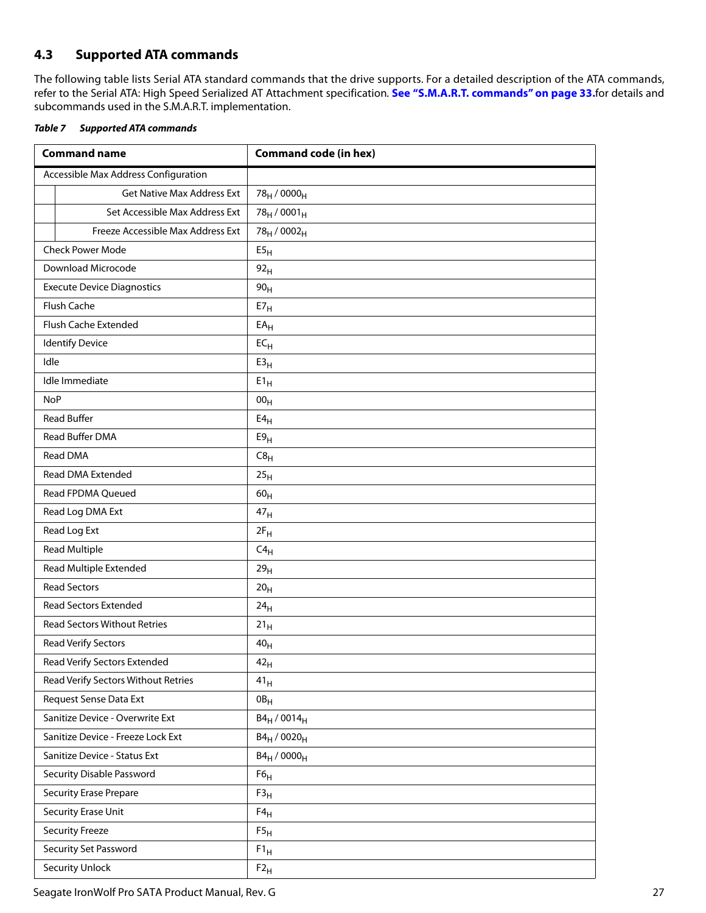## 4.3 Supported ATA commands

The following table lists Serial ATA standard commands that the drive supports. For a detailed description of the ATA commands, refer to the Serial ATA: High Speed Serialized AT Attachment specification. **See "S.M.A.R.T. commands" on page 33.** for details and subcommands used in the S.M.A.R.T. implementation.

***Table 7 Supported ATA commands***

| Command name | Command code (in hex) |
|---|---|
| Accessible Max Address Configuration | |
| Get Native Max Address Ext | $78_H$ / $0000_H$ |
| Set Accessible Max Address Ext | $78_H$ / $0001_H$ |
| Freeze Accessible Max Address Ext | $78_H$ / $0002_H$ |
| Check Power Mode | $E5_H$ |
| Download Microcode | $92_H$ |
| Execute Device Diagnostics | $90_H$ |
| Flush Cache | $E7_H$ |
| Flush Cache Extended | $EA_H$ |
| Identify Device | $EC_H$ |
| Idle | $E3_H$ |
| Idle Immediate | $E1_H$ |
| NoP | $00_H$ |
| Read Buffer | $E4_H$ |
| Read Buffer DMA | $E9_H$ |
| Read DMA | $C8_H$ |
| Read DMA Extended | $25_H$ |
| Read FPDMA Queued | $60_H$ |
| Read Log DMA Ext | $47_H$ |
| Read Log Ext | $2F_H$ |
| Read Multiple | $C4_H$ |
| Read Multiple Extended | $29_H$ |
| Read Sectors | $20_H$ |
| Read Sectors Extended | $24_H$ |
| Read Sectors Without Retries | $21_H$ |
| Read Verify Sectors | $40_H$ |
| Read Verify Sectors Extended | $42_H$ |
| Read Verify Sectors Without Retries | $41_H$ |
| Request Sense Data Ext | $0B_H$ |
| Sanitize Device - Overwrite Ext | $B4_H$ / $0014_H$ |
| Sanitize Device - Freeze Lock Ext | $B4_H$ / $0020_H$ |
| Sanitize Device - Status Ext | $B4_H$ / $0000_H$ |
| Security Disable Password | $F6_H$ |
| Security Erase Prepare | $F3_H$ |
| Security Erase Unit | $F4_H$ |
| Security Freeze | $F5_H$ |
| Security Set Password | $F1_H$ |
| Security Unlock | $F2_H$ |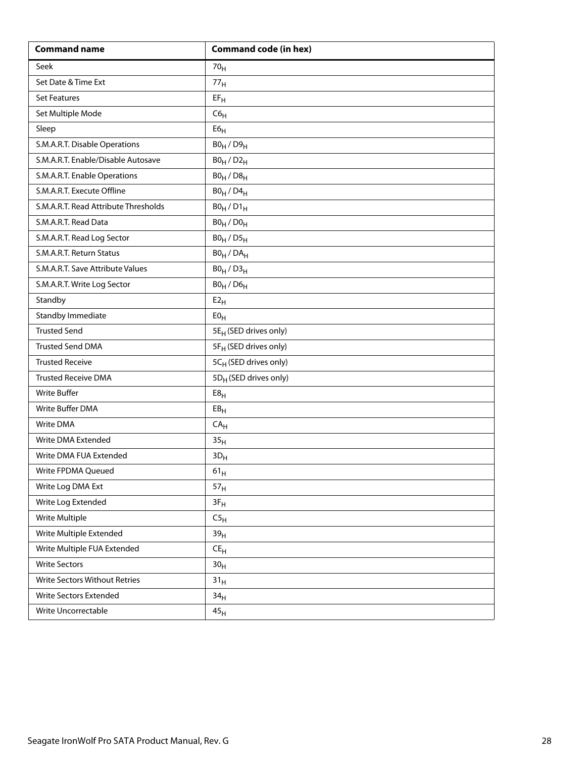| Command name | Command code (in hex) |
| --- | --- |
| Seek | $70_H$ |
| Set Date & Time Ext | $77_H$ |
| Set Features | $EF_H$ |
| Set Multiple Mode | $C6_H$ |
| Sleep | $E6_H$ |
| S.M.A.R.T. Disable Operations | $B0_H$ / $D9_H$ |
| S.M.A.R.T. Enable/Disable Autosave | $B0_H$ / $D2_H$ |
| S.M.A.R.T. Enable Operations | $B0_H$ / $D8_H$ |
| S.M.A.R.T. Execute Offline | $B0_H$ / $D4_H$ |
| S.M.A.R.T. Read Attribute Thresholds | $B0_H$ / $D1_H$ |
| S.M.A.R.T. Read Data | $B0_H$ / $D0_H$ |
| S.M.A.R.T. Read Log Sector | $B0_H$ / $D5_H$ |
| S.M.A.R.T. Return Status | $B0_H$ / $DA_H$ |
| S.M.A.R.T. Save Attribute Values | $B0_H$ / $D3_H$ |
| S.M.A.R.T. Write Log Sector | $B0_H$ / $D6_H$ |
| Standby | $E2_H$ |
| Standby Immediate | $E0_H$ |
| Trusted Send | $5E_H$ (SED drives only) |
| Trusted Send DMA | $5F_H$ (SED drives only) |
| Trusted Receive | $5C_H$ (SED drives only) |
| Trusted Receive DMA | $5D_H$ (SED drives only) |
| Write Buffer | $E8_H$ |
| Write Buffer DMA | $EB_H$ |
| Write DMA | $CA_H$ |
| Write DMA Extended | $35_H$ |
| Write DMA FUA Extended | $3D_H$ |
| Write FPDMA Queued | $61_H$ |
| Write Log DMA Ext | $57_H$ |
| Write Log Extended | $3F_H$ |
| Write Multiple | $C5_H$ |
| Write Multiple Extended | $39_H$ |
| Write Multiple FUA Extended | $CE_H$ |
| Write Sectors | $30_H$ |
| Write Sectors Without Retries | $31_H$ |
| Write Sectors Extended | $34_H$ |
| Write Uncorrectable | $45_H$ |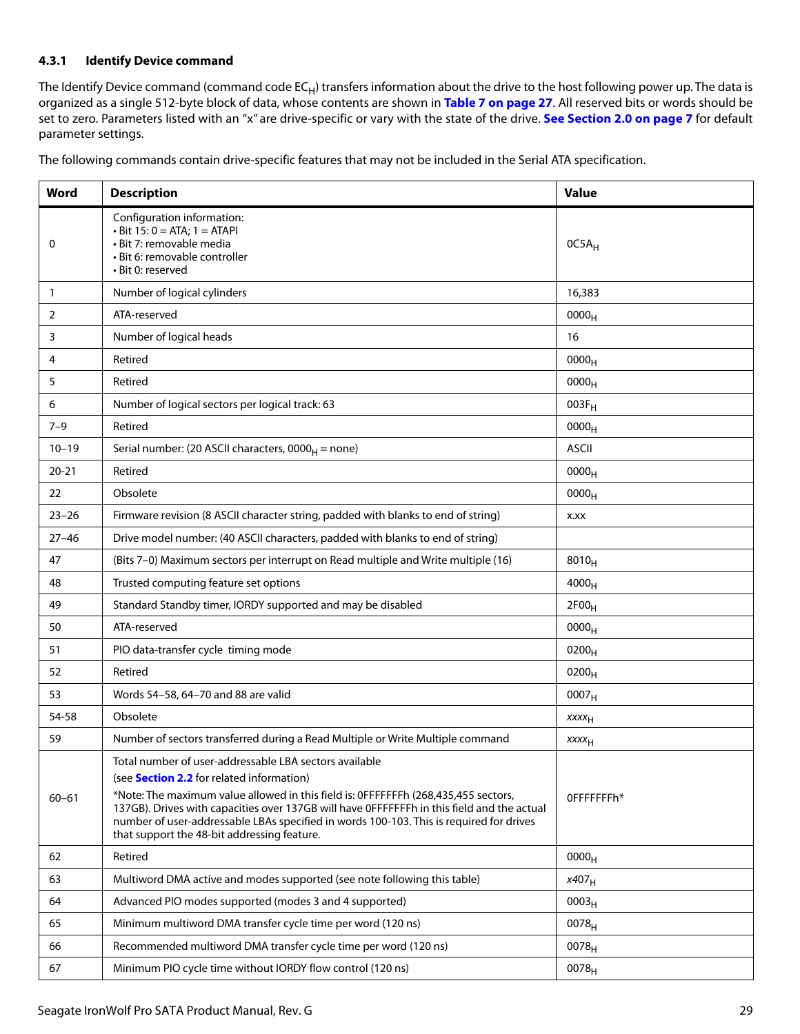### 4.3.1 Identify Device command

The Identify Device command (command code $EC_H$) transfers information about the drive to the host following power up. The data is organized as a single 512-byte block of data, whose contents are shown in **Table 7 on page 27**. All reserved bits or words should be set to zero. Parameters listed with an "x" are drive-specific or vary with the state of the drive. **See Section 2.0 on page 7** for default parameter settings.

The following commands contain drive-specific features that may not be included in the Serial ATA specification.

| Word | Description | Value |
|---|---|---|
| 0 | Configuration information:<br>• Bit 15: 0 = ATA; 1 = ATAPI<br>• Bit 7: removable media<br>• Bit 6: removable controller<br>• Bit 0: reserved | $0C5A_H$ |
| 1 | Number of logical cylinders | 16,383 |
| 2 | ATA-reserved | $0000_H$ |
| 3 | Number of logical heads | 16 |
| 4 | Retired | $0000_H$ |
| 5 | Retired | $0000_H$ |
| 6 | Number of logical sectors per logical track: 63 | $003F_H$ |
| 7–9 | Retired | $0000_H$ |
| 10–19 | Serial number: (20 ASCII characters, $0000_H$ = none) | ASCII |
| 20-21 | Retired | $0000_H$ |
| 22 | Obsolete | $0000_H$ |
| 23–26 | Firmware revision (8 ASCII character string, padded with blanks to end of string) | x.xx |
| 27–46 | Drive model number: (40 ASCII characters, padded with blanks to end of string) | |
| 47 | (Bits 7–0) Maximum sectors per interrupt on Read multiple and Write multiple (16) | $8010_H$ |
| 48 | Trusted computing feature set options | $4000_H$ |
| 49 | Standard Standby timer, IORDY supported and may be disabled | $2F00_H$ |
| 50 | ATA-reserved | $0000_H$ |
| 51 | PIO data-transfer cycle timing mode | $0200_H$ |
| 52 | Retired | $0200_H$ |
| 53 | Words 54–58, 64–70 and 88 are valid | $0007_H$ |
| 54-58 | Obsolete | $xxxx_H$ |
| 59 | Number of sectors transferred during a Read Multiple or Write Multiple command | $xxxx_H$ |
| 60–61 | Total number of user-addressable LBA sectors available<br>(see **Section 2.2** for related information)<br>*Note: The maximum value allowed in this field is: 0FFFFFFFh (268,435,455 sectors, 137GB). Drives with capacities over 137GB will have 0FFFFFFFh in this field and the actual number of user-addressable LBAs specified in words 100-103. This is required for drives that support the 48-bit addressing feature. | 0FFFFFFFh* |
| 62 | Retired | $0000_H$ |
| 63 | Multiword DMA active and modes supported (see note following this table) | $x407_H$ |
| 64 | Advanced PIO modes supported (modes 3 and 4 supported) | $0003_H$ |
| 65 | Minimum multiword DMA transfer cycle time per word (120 ns) | $0078_H$ |
| 66 | Recommended multiword DMA transfer cycle time per word (120 ns) | $0078_H$ |
| 67 | Minimum PIO cycle time without IORDY flow control (120 ns) | $0078_H$ |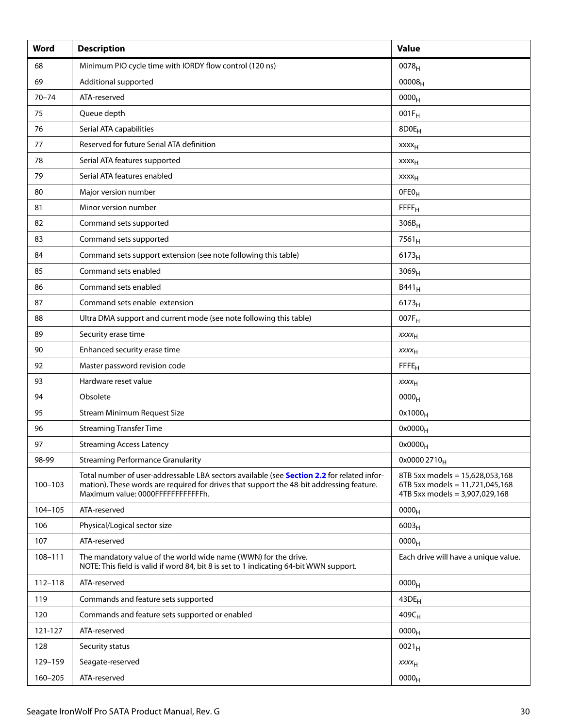| Word | Description | Value |
|---|---|---|
| 68 | Minimum PIO cycle time with IORDY flow control (120 ns) | $0078_H$ |
| 69 | Additional supported | $00008_H$ |
| 70–74 | ATA-reserved | $0000_H$ |
| 75 | Queue depth | $001F_H$ |
| 76 | Serial ATA capabilities | $8D0E_H$ |
| 77 | Reserved for future Serial ATA definition | $xxxx_H$ |
| 78 | Serial ATA features supported | $xxxx_H$ |
| 79 | Serial ATA features enabled | $xxxx_H$ |
| 80 | Major version number | $0FE0_H$ |
| 81 | Minor version number | $FFFF_H$ |
| 82 | Command sets supported | $306B_H$ |
| 83 | Command sets supported | $7561_H$ |
| 84 | Command sets support extension (see note following this table) | $6173_H$ |
| 85 | Command sets enabled | $3069_H$ |
| 86 | Command sets enabled | $B441_H$ |
| 87 | Command sets enable extension | $6173_H$ |
| 88 | Ultra DMA support and current mode (see note following this table) | $007F_H$ |
| 89 | Security erase time | $xxxx_H$ |
| 90 | Enhanced security erase time | $xxxx_H$ |
| 92 | Master password revision code | $FFFE_H$ |
| 93 | Hardware reset value | $xxxx_H$ |
| 94 | Obsolete | $0000_H$ |
| 95 | Stream Minimum Request Size | $0x1000_H$ |
| 96 | Streaming Transfer Time | $0x0000_H$ |
| 97 | Streaming Access Latency | $0x0000_H$ |
| 98-99 | Streaming Performance Granularity | $0x0000\ 2710_H$ |
| 100–103 | Total number of user-addressable LBA sectors available (see **Section 2.2** for related information). These words are required for drives that support the 48-bit addressing feature. Maximum value: 0000FFFFFFFFFFFFh. | 8TB 5xx models = 15,628,053,168<br>6TB 5xx models = 11,721,045,168<br>4TB 5xx models = 3,907,029,168 |
| 104–105 | ATA-reserved | $0000_H$ |
| 106 | Physical/Logical sector size | $6003_H$ |
| 107 | ATA-reserved | $0000_H$ |
| 108–111 | The mandatory value of the world wide name (WWN) for the drive.<br>NOTE: This field is valid if word 84, bit 8 is set to 1 indicating 64-bit WWN support. | Each drive will have a unique value. |
| 112–118 | ATA-reserved | $0000_H$ |
| 119 | Commands and feature sets supported | $43DE_H$ |
| 120 | Commands and feature sets supported or enabled | $409C_H$ |
| 121-127 | ATA-reserved | $0000_H$ |
| 128 | Security status | $0021_H$ |
| 129–159 | Seagate-reserved | $xxxx_H$ |
| 160–205 | ATA-reserved | $0000_H$ |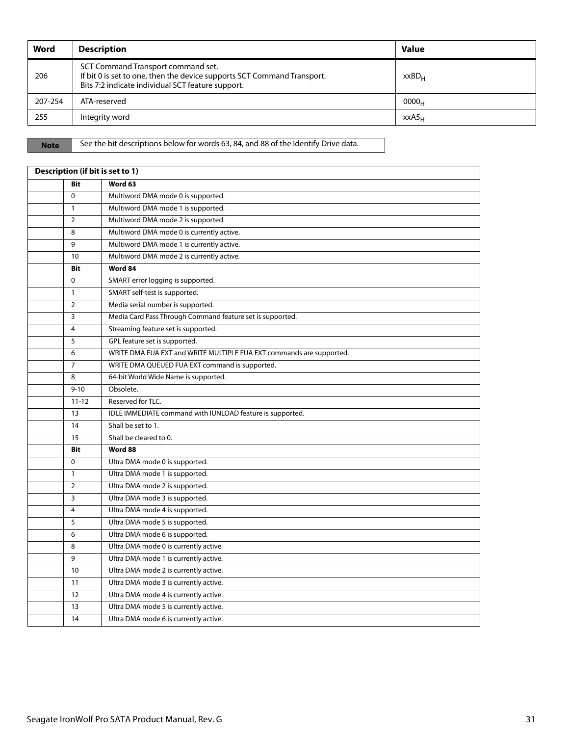| Word | Description | Value |
|---|---|---|
| 206 | SCT Command Transport command set.<br>If bit 0 is set to one, then the device supports SCT Command Transport.<br>Bits 7:2 indicate individual SCT feature support. | $xxBD_H$ |
| 207-254 | ATA-reserved | $0000_H$ |
| 255 | Integrity word | $xxA5_H$ |

**Note** See the bit descriptions below for words 63, 84, and 88 of the Identify Drive data.

| Description (if bit is set to 1) | | |
|---|---|---|
| | **Bit** | **Word 63** |
| | 0 | Multiword DMA mode 0 is supported. |
| | 1 | Multiword DMA mode 1 is supported. |
| | 2 | Multiword DMA mode 2 is supported. |
| | 8 | Multiword DMA mode 0 is currently active. |
| | 9 | Multiword DMA mode 1 is currently active. |
| | 10 | Multiword DMA mode 2 is currently active. |
| | **Bit** | **Word 84** |
| | 0 | SMART error logging is supported. |
| | 1 | SMART self-test is supported. |
| | 2 | Media serial number is supported. |
| | 3 | Media Card Pass Through Command feature set is supported. |
| | 4 | Streaming feature set is supported. |
| | 5 | GPL feature set is supported. |
| | 6 | WRITE DMA FUA EXT and WRITE MULTIPLE FUA EXT commands are supported. |
| | 7 | WRITE DMA QUEUED FUA EXT command is supported. |
| | 8 | 64-bit World Wide Name is supported. |
| | 9-10 | Obsolete. |
| | 11-12 | Reserved for TLC. |
| | 13 | IDLE IMMEDIATE command with IUNLOAD feature is supported. |
| | 14 | Shall be set to 1. |
| | 15 | Shall be cleared to 0. |
| | **Bit** | **Word 88** |
| | 0 | Ultra DMA mode 0 is supported. |
| | 1 | Ultra DMA mode 1 is supported. |
| | 2 | Ultra DMA mode 2 is supported. |
| | 3 | Ultra DMA mode 3 is supported. |
| | 4 | Ultra DMA mode 4 is supported. |
| | 5 | Ultra DMA mode 5 is supported. |
| | 6 | Ultra DMA mode 6 is supported. |
| | 8 | Ultra DMA mode 0 is currently active. |
| | 9 | Ultra DMA mode 1 is currently active. |
| | 10 | Ultra DMA mode 2 is currently active. |
| | 11 | Ultra DMA mode 3 is currently active. |
| | 12 | Ultra DMA mode 4 is currently active. |
| | 13 | Ultra DMA mode 5 is currently active. |
| | 14 | Ultra DMA mode 6 is currently active. |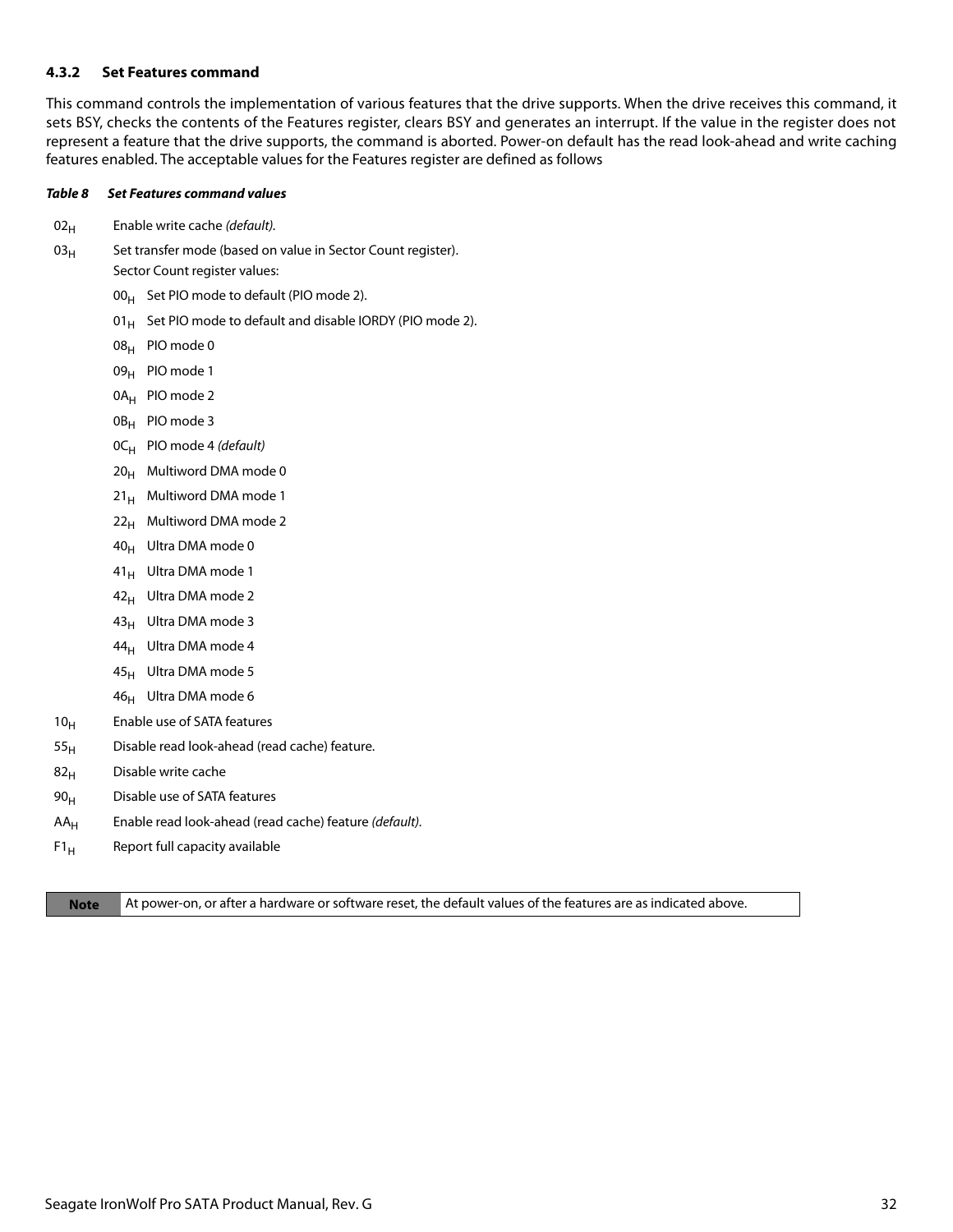### 4.3.2 Set Features command

This command controls the implementation of various features that the drive supports. When the drive receives this command, it sets BSY, checks the contents of the Features register, clears BSY and generates an interrupt. If the value in the register does not represent a feature that the drive supports, the command is aborted. Power-on default has the read look-ahead and write caching features enabled. The acceptable values for the Features register are defined as follows

***Table 8 Set Features command values***

- $02_H$ Enable write cache *(default).*
- $03_H$ Set transfer mode (based on value in Sector Count register).
  Sector Count register values:
  - $00_H$ Set PIO mode to default (PIO mode 2).
  - $01_H$ Set PIO mode to default and disable IORDY (PIO mode 2).
  - $08_H$ PIO mode 0
  - $09_H$ PIO mode 1
  - $0A_H$ PIO mode 2
  - $0B_H$ PIO mode 3
  - $0C_H$ PIO mode 4 *(default)*
  - $20_H$ Multiword DMA mode 0
  - $21_H$ Multiword DMA mode 1
  - $22_H$ Multiword DMA mode 2
  - $40_H$ Ultra DMA mode 0
  - $41_H$ Ultra DMA mode 1
  - $42_H$ Ultra DMA mode 2
  - $43_H$ Ultra DMA mode 3
  - $44_H$ Ultra DMA mode 4
  - $45_H$ Ultra DMA mode 5
  - $46_H$ Ultra DMA mode 6
- $10_H$ Enable use of SATA features
- $55_H$ Disable read look-ahead (read cache) feature.
- $82_H$ Disable write cache
- $90_H$ Disable use of SATA features
- $AA_H$ Enable read look-ahead (read cache) feature *(default).*
- $F1_H$ Report full capacity available

| **Note** | At power-on, or after a hardware or software reset, the default values of the features are as indicated above. |
|---|---|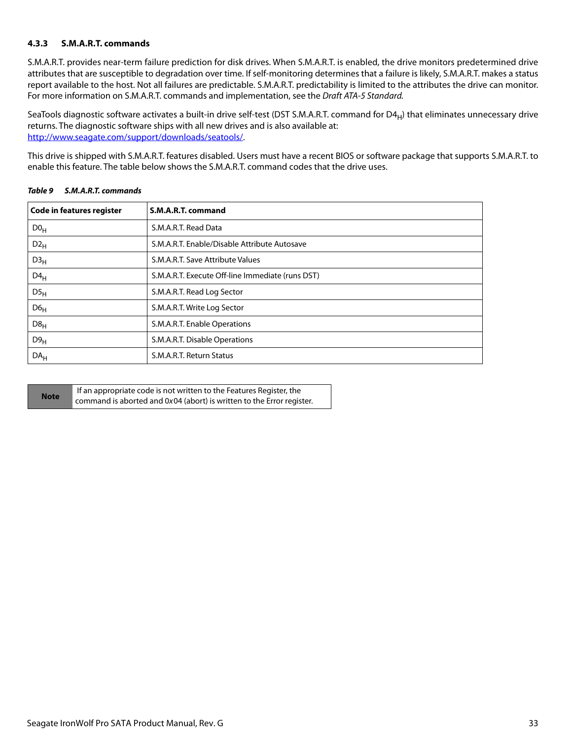### 4.3.3 S.M.A.R.T. commands

S.M.A.R.T. provides near-term failure prediction for disk drives. When S.M.A.R.T. is enabled, the drive monitors predetermined drive attributes that are susceptible to degradation over time. If self-monitoring determines that a failure is likely, S.M.A.R.T. makes a status report available to the host. Not all failures are predictable. S.M.A.R.T. predictability is limited to the attributes the drive can monitor. For more information on S.M.A.R.T. commands and implementation, see the *Draft ATA-5 Standard.*

SeaTools diagnostic software activates a built-in drive self-test (DST S.M.A.R.T. command for $D4_H$) that eliminates unnecessary drive returns. The diagnostic software ships with all new drives and is also available at: http://www.seagate.com/support/downloads/seatools/.

This drive is shipped with S.M.A.R.T. features disabled. Users must have a recent BIOS or software package that supports S.M.A.R.T. to enable this feature. The table below shows the S.M.A.R.T. command codes that the drive uses.

***Table 9 S.M.A.R.T. commands***

| Code in features register | S.M.A.R.T. command |
|---|---|
| $D0_H$ | S.M.A.R.T. Read Data |
| $D2_H$ | S.M.A.R.T. Enable/Disable Attribute Autosave |
| $D3_H$ | S.M.A.R.T. Save Attribute Values |
| $D4_H$ | S.M.A.R.T. Execute Off-line Immediate (runs DST) |
| $D5_H$ | S.M.A.R.T. Read Log Sector |
| $D6_H$ | S.M.A.R.T. Write Log Sector |
| $D8_H$ | S.M.A.R.T. Enable Operations |
| $D9_H$ | S.M.A.R.T. Disable Operations |
| $DA_H$ | S.M.A.R.T. Return Status |

**Note** If an appropriate code is not written to the Features Register, the command is aborted and 0*x*04 (abort) is written to the Error register.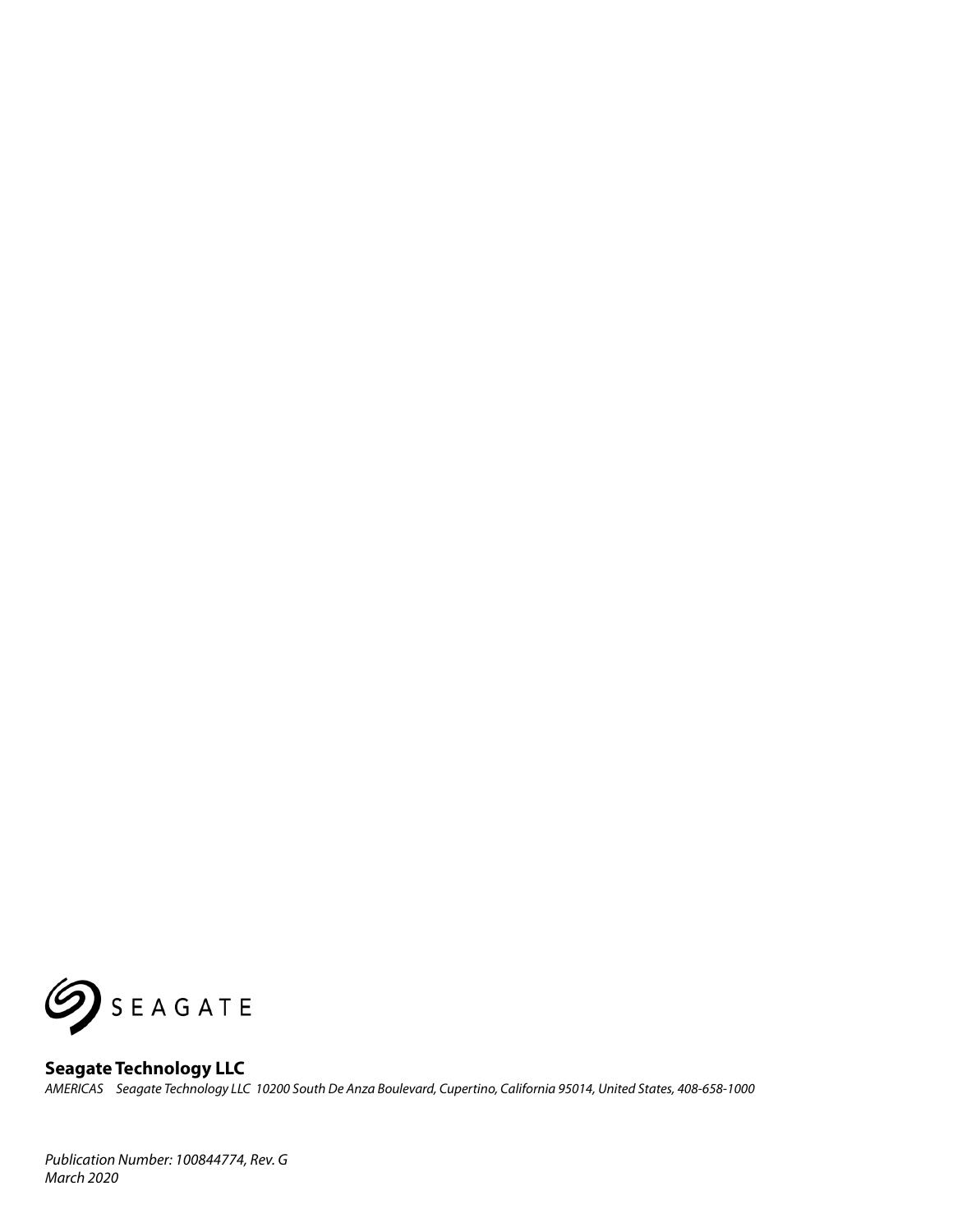SEAGATE

**Seagate Technology LLC**

*AMERICAS Seagate Technology LLC 10200 South De Anza Boulevard, Cupertino, California 95014, United States, 408-658-1000*

*Publication Number: 100844774, Rev. G*
*March 2020*